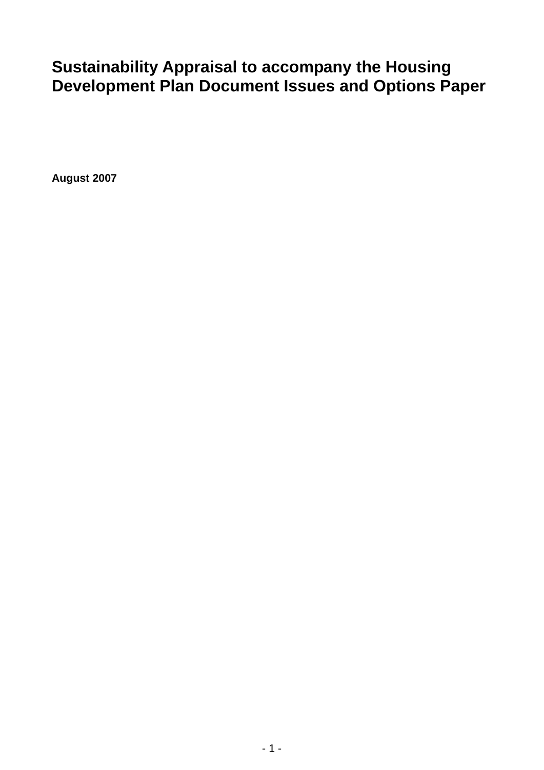# Sustainability Appraisal to accompany the Housing Development Plan Document Issues and Options Paper

**August 2007**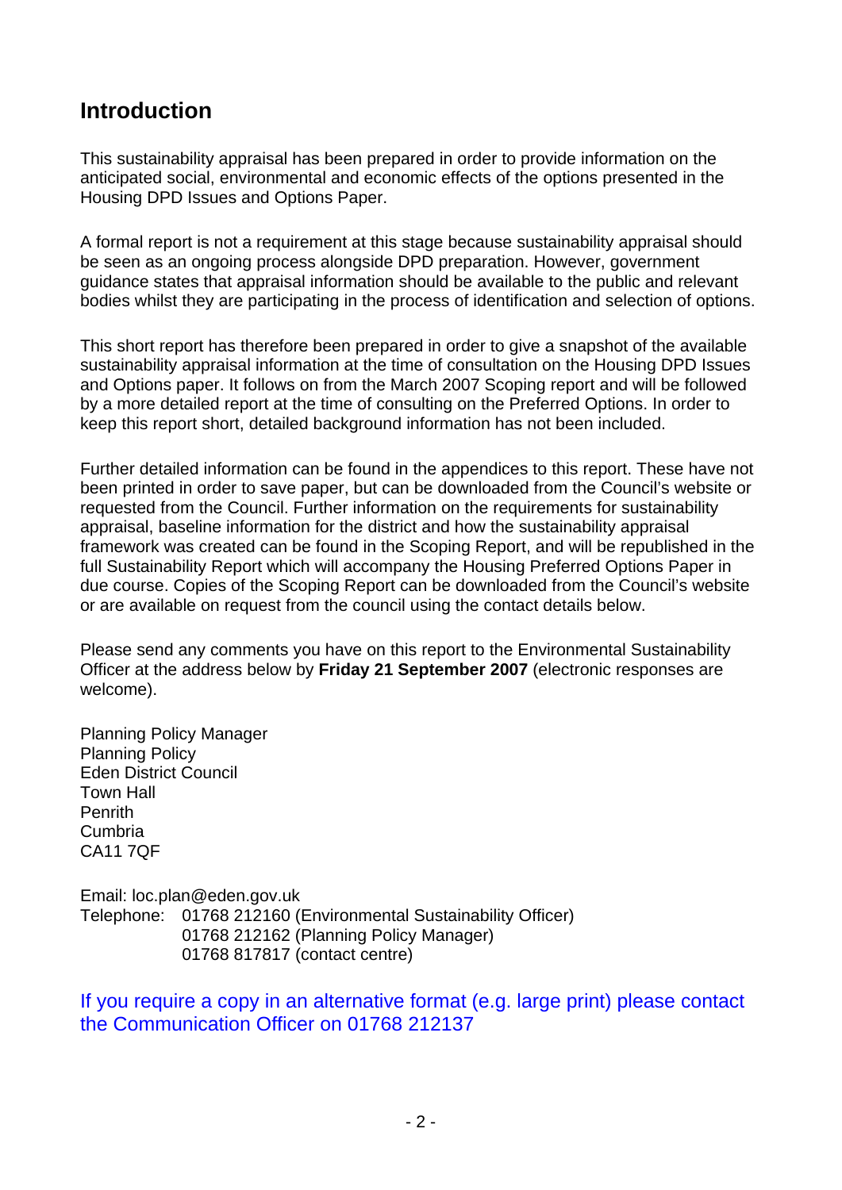## Introduction

This sustainability appraisal has been prepared in order to provide information on the anticipated social, environmental and economic effects of the options presented in the Housing DPD Issues and Options Paper.

A formal report is not a requirement at this stage because sustainability appraisal should be seen as an ongoing process alongside DPD preparation. However, government guidance states that appraisal information should be available to the public and relevant bodies whilst they are participating in the process of identification and selection of options.

This short report has therefore been prepared in order to give a snapshot of the available sustainability appraisal information at the time of consultation on the Housing DPD Issues and Options paper. It follows on from the March 2007 Scoping report and will be followed by a more detailed report at the time of consulting on the Preferred Options. In order to keep this report short, detailed background information has not been included.

Further detailed information can be found in the appendices to this report. These have not been printed in order to save paper, but can be downloaded from the Council's website or requested from the Council. Further information on the requirements for sustainability appraisal, baseline information for the district and how the sustainability appraisal framework was created can be found in the Scoping Report, and will be republished in the full Sustainability Report which will accompany the Housing Preferred Options Paper in due course. Copies of the Scoping Report can be downloaded from the Council's website or are available on request from the council using the contact details below.

Please send any comments you have on this report to the Environmental Sustainability Officer at the address below by **Friday 21 September 2007** (electronic responses are welcome).

Planning Policy Manager
Planning Policy
Eden District Council
Town Hall
Penrith
Cumbria
CA11 7QF

Email: loc.plan@eden.gov.uk
Telephone: 01768 212160 (Environmental Sustainability Officer)
01768 212162 (Planning Policy Manager)
01768 817817 (contact centre)

If you require a copy in an alternative format (e.g. large print) please contact the Communication Officer on 01768 212137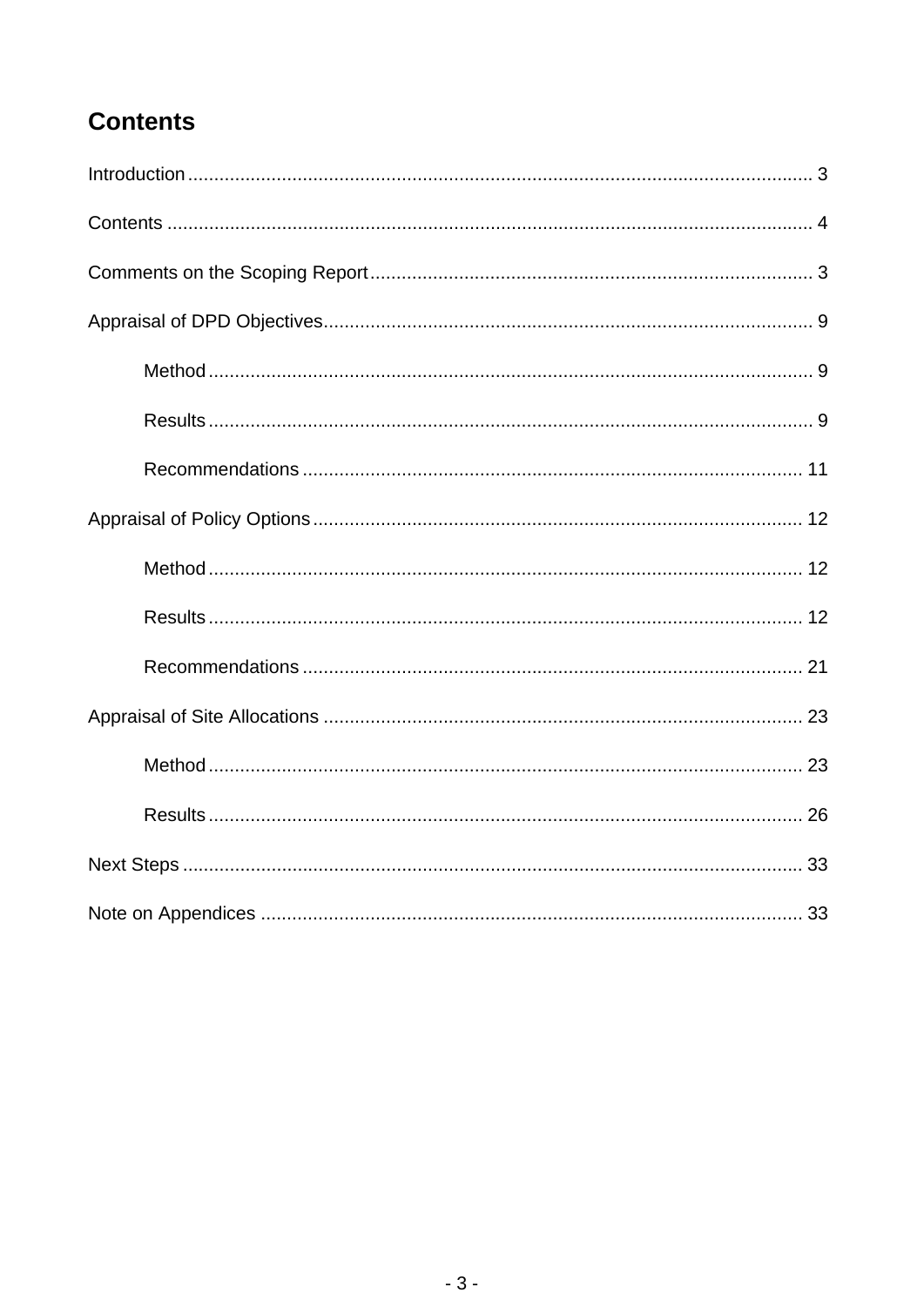# Contents

Introduction ........................................................................................................................ 3

Contents ............................................................................................................................ 4

Comments on the Scoping Report .................................................................................... 3

Appraisal of DPD Objectives ............................................................................................. 9

- Method ................................................................................................................... 9
- Results ................................................................................................................... 9
- Recommendations ............................................................................................... 11

Appraisal of Policy Options .............................................................................................. 12

- Method ................................................................................................................. 12
- Results ................................................................................................................. 12
- Recommendations ............................................................................................... 21

Appraisal of Site Allocations ............................................................................................ 23

- Method ................................................................................................................. 23
- Results ................................................................................................................. 26

Next Steps ....................................................................................................................... 33

Note on Appendices ......................................................................................................... 33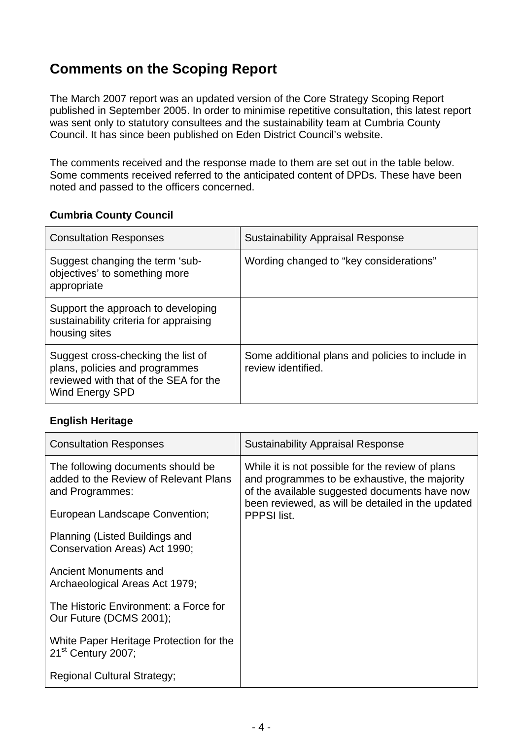## Comments on the Scoping Report

The March 2007 report was an updated version of the Core Strategy Scoping Report published in September 2005. In order to minimise repetitive consultation, this latest report was sent only to statutory consultees and the sustainability team at Cumbria County Council. It has since been published on Eden District Council's website.

The comments received and the response made to them are set out in the table below. Some comments received referred to the anticipated content of DPDs. These have been noted and passed to the officers concerned.

**Cumbria County Council**

| Consultation Responses | Sustainability Appraisal Response |
|---|---|
| Suggest changing the term 'sub-objectives' to something more appropriate | Wording changed to "key considerations" |
| Support the approach to developing sustainability criteria for appraising housing sites | |
| Suggest cross-checking the list of plans, policies and programmes reviewed with that of the SEA for the Wind Energy SPD | Some additional plans and policies to include in review identified. |

**English Heritage**

| Consultation Responses | Sustainability Appraisal Response |
|---|---|
| The following documents should be added to the Review of Relevant Plans and Programmes:<br><br>European Landscape Convention;<br><br>Planning (Listed Buildings and Conservation Areas) Act 1990;<br><br>Ancient Monuments and Archaeological Areas Act 1979;<br><br>The Historic Environment: a Force for Our Future (DCMS 2001);<br><br>White Paper Heritage Protection for the 21st Century 2007;<br><br>Regional Cultural Strategy; | While it is not possible for the review of plans and programmes to be exhaustive, the majority of the available suggested documents have now been reviewed, as will be detailed in the updated PPPSI list. |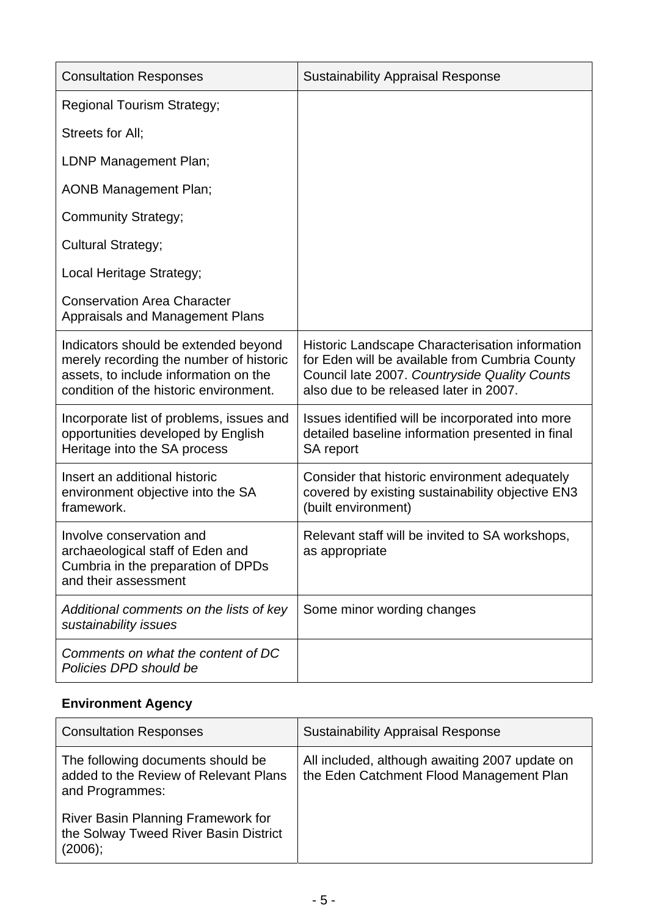| Consultation Responses | Sustainability Appraisal Response |
|---|---|
| Regional Tourism Strategy;<br><br>Streets for All;<br><br>LDNP Management Plan;<br><br>AONB Management Plan;<br><br>Community Strategy;<br><br>Cultural Strategy;<br><br>Local Heritage Strategy;<br><br>Conservation Area Character Appraisals and Management Plans | |
| Indicators should be extended beyond merely recording the number of historic assets, to include information on the condition of the historic environment. | Historic Landscape Characterisation information for Eden will be available from Cumbria County Council late 2007. *Countryside Quality Counts* also due to be released later in 2007. |
| Incorporate list of problems, issues and opportunities developed by English Heritage into the SA process | Issues identified will be incorporated into more detailed baseline information presented in final SA report |
| Insert an additional historic environment objective into the SA framework. | Consider that historic environment adequately covered by existing sustainability objective EN3 (built environment) |
| Involve conservation and archaeological staff of Eden and Cumbria in the preparation of DPDs and their assessment | Relevant staff will be invited to SA workshops, as appropriate |
| *Additional comments on the lists of key sustainability issues* | Some minor wording changes |
| *Comments on what the content of DC Policies DPD should be* | |

**Environment Agency**

| Consultation Responses | Sustainability Appraisal Response |
|---|---|
| The following documents should be added to the Review of Relevant Plans and Programmes:<br><br>River Basin Planning Framework for the Solway Tweed River Basin District (2006); | All included, although awaiting 2007 update on the Eden Catchment Flood Management Plan |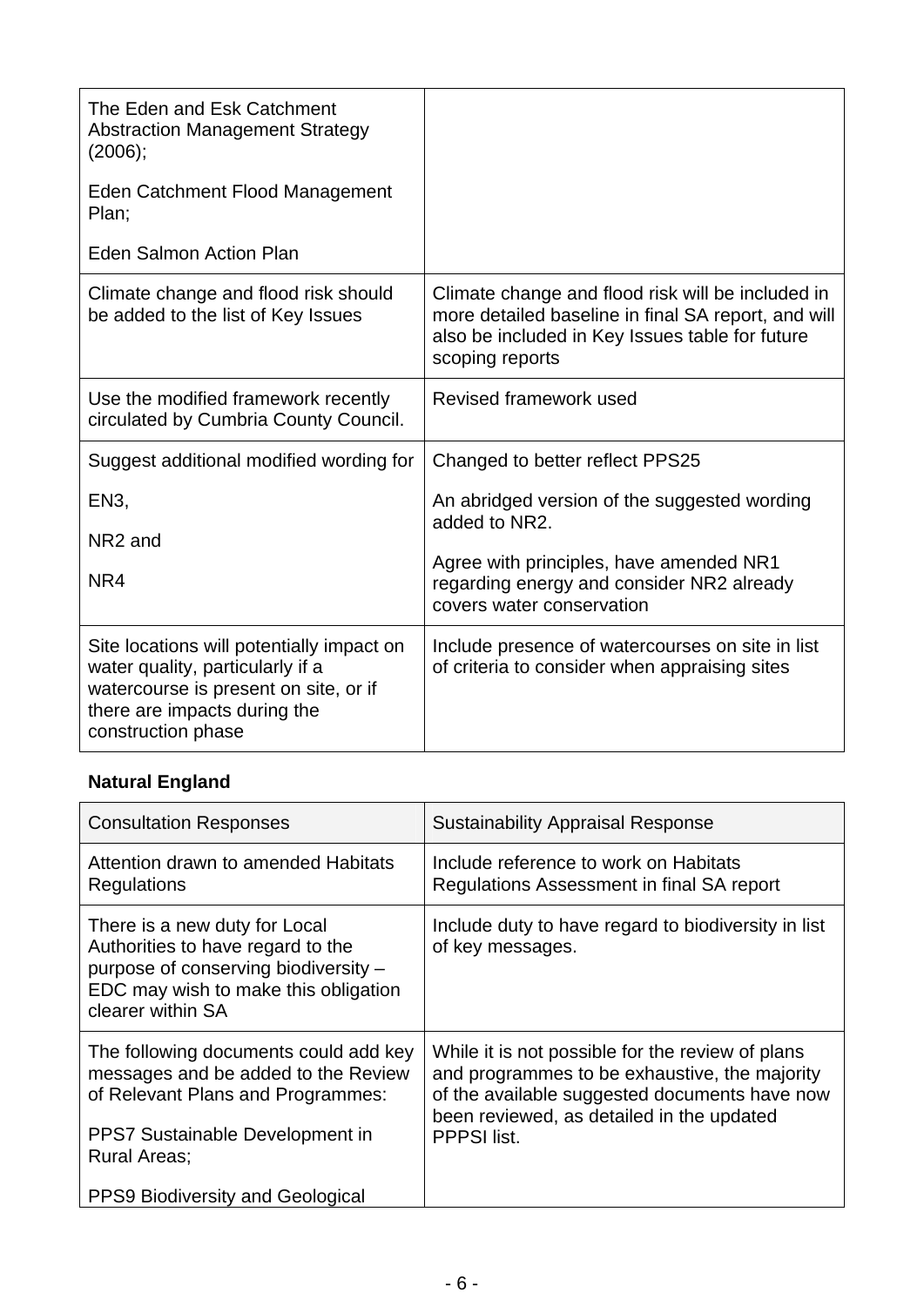| | |
|---|---|
| The Eden and Esk Catchment Abstraction Management Strategy (2006);<br><br>Eden Catchment Flood Management Plan;<br><br>Eden Salmon Action Plan | |
| Climate change and flood risk should be added to the list of Key Issues | Climate change and flood risk will be included in more detailed baseline in final SA report, and will also be included in Key Issues table for future scoping reports |
| Use the modified framework recently circulated by Cumbria County Council. | Revised framework used |
| Suggest additional modified wording for<br><br>EN3,<br><br>NR2 and<br><br>NR4 | Changed to better reflect PPS25<br><br>An abridged version of the suggested wording added to NR2.<br><br>Agree with principles, have amended NR1 regarding energy and consider NR2 already covers water conservation |
| Site locations will potentially impact on water quality, particularly if a watercourse is present on site, or if there are impacts during the construction phase | Include presence of watercourses on site in list of criteria to consider when appraising sites |

**Natural England**

| Consultation Responses | Sustainability Appraisal Response |
|---|---|
| Attention drawn to amended Habitats Regulations | Include reference to work on Habitats Regulations Assessment in final SA report |
| There is a new duty for Local Authorities to have regard to the purpose of conserving biodiversity – EDC may wish to make this obligation clearer within SA | Include duty to have regard to biodiversity in list of key messages. |
| The following documents could add key messages and be added to the Review of Relevant Plans and Programmes:<br><br>PPS7 Sustainable Development in Rural Areas;<br><br>PPS9 Biodiversity and Geological | While it is not possible for the review of plans and programmes to be exhaustive, the majority of the available suggested documents have now been reviewed, as detailed in the updated PPPSI list. |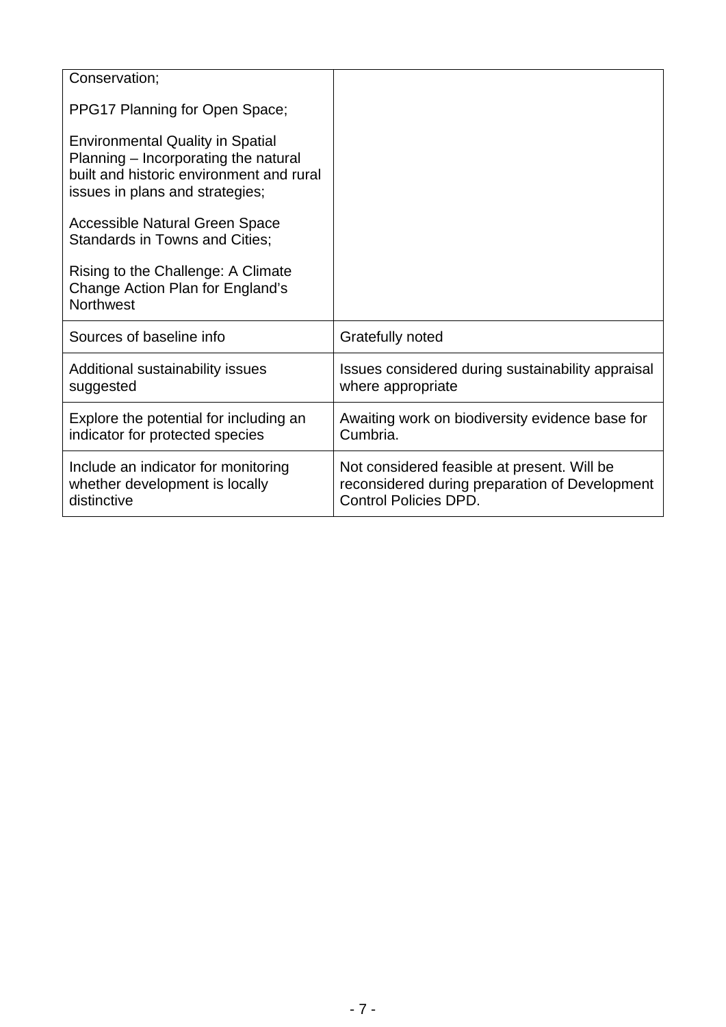| | |
|---|---|
| Conservation;<br><br>PPG17 Planning for Open Space;<br><br>Environmental Quality in Spatial Planning – Incorporating the natural built and historic environment and rural issues in plans and strategies;<br><br>Accessible Natural Green Space Standards in Towns and Cities;<br><br>Rising to the Challenge: A Climate Change Action Plan for England's Northwest | |
| Sources of baseline info | Gratefully noted |
| Additional sustainability issues suggested | Issues considered during sustainability appraisal where appropriate |
| Explore the potential for including an indicator for protected species | Awaiting work on biodiversity evidence base for Cumbria. |
| Include an indicator for monitoring whether development is locally distinctive | Not considered feasible at present. Will be reconsidered during preparation of Development Control Policies DPD. |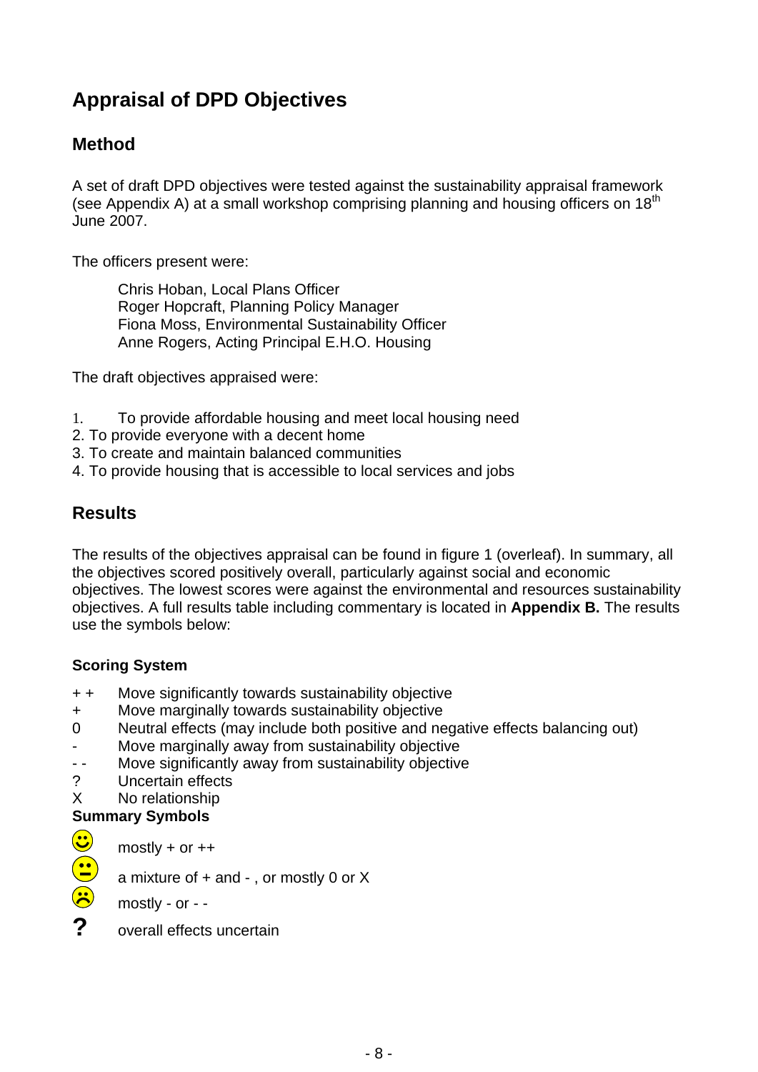# Appraisal of DPD Objectives

## Method

A set of draft DPD objectives were tested against the sustainability appraisal framework (see Appendix A) at a small workshop comprising planning and housing officers on 18th June 2007.

The officers present were:

Chris Hoban, Local Plans Officer
Roger Hopcraft, Planning Policy Manager
Fiona Moss, Environmental Sustainability Officer
Anne Rogers, Acting Principal E.H.O. Housing

The draft objectives appraised were:

1. To provide affordable housing and meet local housing need
2. To provide everyone with a decent home
3. To create and maintain balanced communities
4. To provide housing that is accessible to local services and jobs

## Results

The results of the objectives appraisal can be found in figure 1 (overleaf). In summary, all the objectives scored positively overall, particularly against social and economic objectives. The lowest scores were against the environmental and resources sustainability objectives. A full results table including commentary is located in **Appendix B.** The results use the symbols below:

### Scoring System

| Symbol | Meaning |
|---|---|
| + + | Move significantly towards sustainability objective |
| + | Move marginally towards sustainability objective |
| 0 | Neutral effects (may include both positive and negative effects balancing out) |
| - | Move marginally away from sustainability objective |
| - - | Move significantly away from sustainability objective |
| ? | Uncertain effects |
| X | No relationship |

### Summary Symbols

| Symbol | Meaning |
|---|---|
| ☺ | mostly + or ++ |
| 😐 | a mixture of + and - , or mostly 0 or X |
| ☹ | mostly - or - - |
| **?** | overall effects uncertain |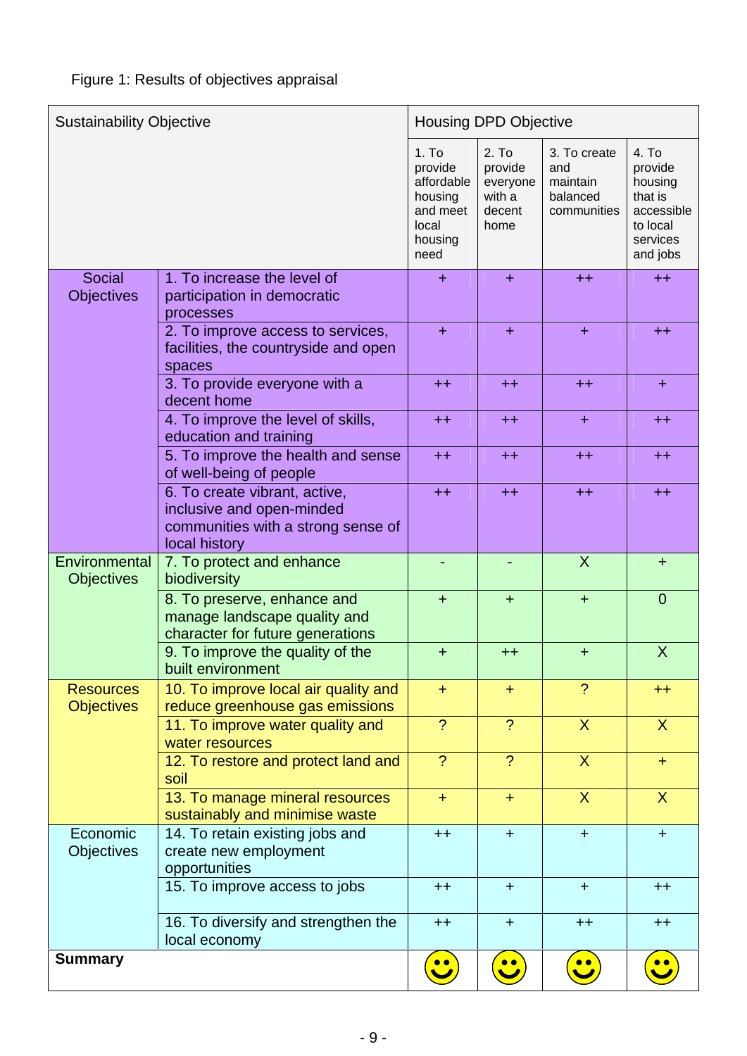Figure 1: Results of objectives appraisal

| Sustainability Objective | | Housing DPD Objective | | | |
|---|---|---|---|---|---|
| | | 1. To provide affordable housing and meet local housing need | 2. To provide everyone with a decent home | 3. To create and maintain balanced communities | 4. To provide housing that is accessible to local services and jobs |
| Social Objectives | 1. To increase the level of participation in democratic processes | + | + | ++ | ++ |
| | 2. To improve access to services, facilities, the countryside and open spaces | + | + | + | ++ |
| | 3. To provide everyone with a decent home | ++ | ++ | ++ | + |
| | 4. To improve the level of skills, education and training | ++ | ++ | + | ++ |
| | 5. To improve the health and sense of well-being of people | ++ | ++ | ++ | ++ |
| | 6. To create vibrant, active, inclusive and open-minded communities with a strong sense of local history | ++ | ++ | ++ | ++ |
| Environmental Objectives | 7. To protect and enhance biodiversity | - | - | X | + |
| | 8. To preserve, enhance and manage landscape quality and character for future generations | + | + | + | 0 |
| | 9. To improve the quality of the built environment | + | ++ | + | X |
| Resources Objectives | 10. To improve local air quality and reduce greenhouse gas emissions | + | + | ? | ++ |
| | 11. To improve water quality and water resources | ? | ? | X | X |
| | 12. To restore and protect land and soil | ? | ? | X | + |
| | 13. To manage mineral resources sustainably and minimise waste | + | + | X | X |
| Economic Objectives | 14. To retain existing jobs and create new employment opportunities | ++ | + | + | + |
| | 15. To improve access to jobs | ++ | + | + | ++ |
| | 16. To diversify and strengthen the local economy | ++ | + | ++ | ++ |
| **Summary** | | ☺ | ☺ | ☺ | ☺ |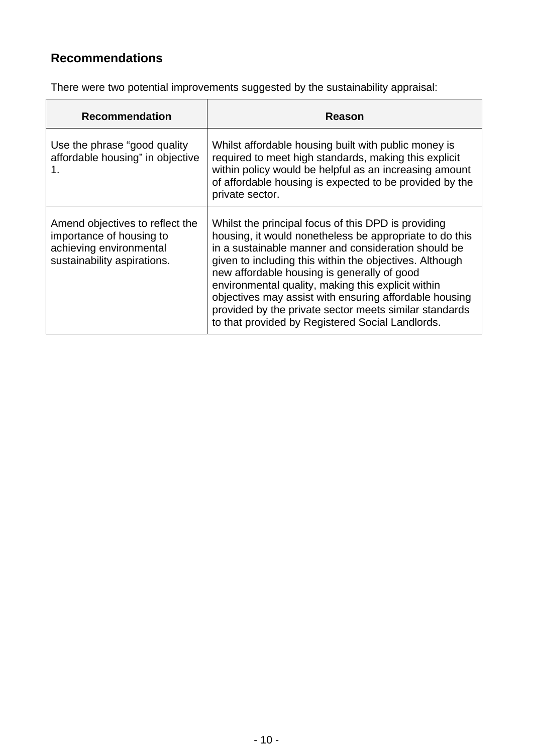## Recommendations

There were two potential improvements suggested by the sustainability appraisal:

| Recommendation | Reason |
| --- | --- |
| Use the phrase "good quality affordable housing" in objective 1. | Whilst affordable housing built with public money is required to meet high standards, making this explicit within policy would be helpful as an increasing amount of affordable housing is expected to be provided by the private sector. |
| Amend objectives to reflect the importance of housing to achieving environmental sustainability aspirations. | Whilst the principal focus of this DPD is providing housing, it would nonetheless be appropriate to do this in a sustainable manner and consideration should be given to including this within the objectives. Although new affordable housing is generally of good environmental quality, making this explicit within objectives may assist with ensuring affordable housing provided by the private sector meets similar standards to that provided by Registered Social Landlords. |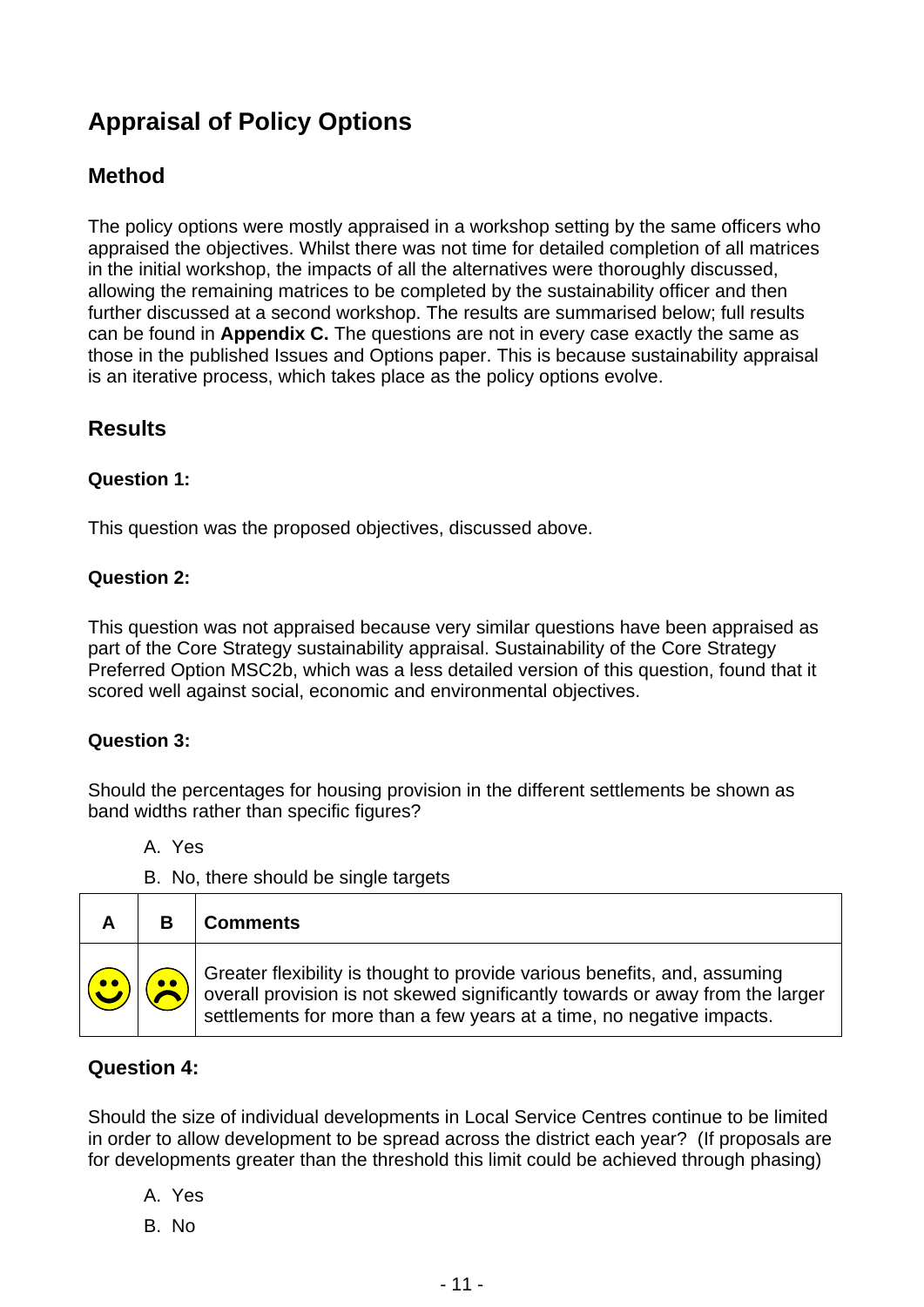# Appraisal of Policy Options

## Method

The policy options were mostly appraised in a workshop setting by the same officers who appraised the objectives. Whilst there was not time for detailed completion of all matrices in the initial workshop, the impacts of all the alternatives were thoroughly discussed, allowing the remaining matrices to be completed by the sustainability officer and then further discussed at a second workshop. The results are summarised below; full results can be found in **Appendix C.** The questions are not in every case exactly the same as those in the published Issues and Options paper. This is because sustainability appraisal is an iterative process, which takes place as the policy options evolve.

## Results

**Question 1:**

This question was the proposed objectives, discussed above.

**Question 2:**

This question was not appraised because very similar questions have been appraised as part of the Core Strategy sustainability appraisal. Sustainability of the Core Strategy Preferred Option MSC2b, which was a less detailed version of this question, found that it scored well against social, economic and environmental objectives.

**Question 3:**

Should the percentages for housing provision in the different settlements be shown as band widths rather than specific figures?

A. Yes

B. No, there should be single targets

| A | B | Comments |
|---|---|---|
| 🙂 | ☹️ | Greater flexibility is thought to provide various benefits, and, assuming overall provision is not skewed significantly towards or away from the larger settlements for more than a few years at a time, no negative impacts. |

### Question 4:

Should the size of individual developments in Local Service Centres continue to be limited in order to allow development to be spread across the district each year? (If proposals are for developments greater than the threshold this limit could be achieved through phasing)

A. Yes

B. No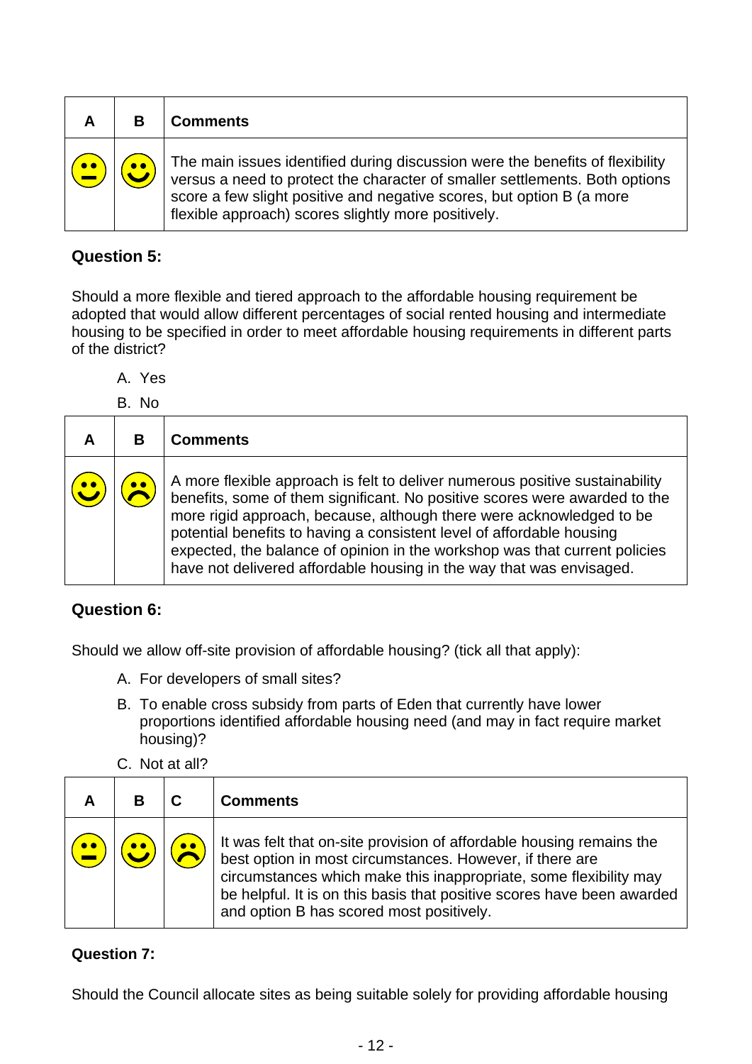| A | B | Comments |
| --- | --- | --- |
| 😐 | 🙂 | The main issues identified during discussion were the benefits of flexibility versus a need to protect the character of smaller settlements. Both options score a few slight positive and negative scores, but option B (a more flexible approach) scores slightly more positively. |

**Question 5:**

Should a more flexible and tiered approach to the affordable housing requirement be adopted that would allow different percentages of social rented housing and intermediate housing to be specified in order to meet affordable housing requirements in different parts of the district?

A. Yes

B. No

| A | B | Comments |
| --- | --- | --- |
| 🙂 | 🙁 | A more flexible approach is felt to deliver numerous positive sustainability benefits, some of them significant. No positive scores were awarded to the more rigid approach, because, although there were acknowledged to be potential benefits to having a consistent level of affordable housing expected, the balance of opinion in the workshop was that current policies have not delivered affordable housing in the way that was envisaged. |

**Question 6:**

Should we allow off-site provision of affordable housing? (tick all that apply):

A. For developers of small sites?

B. To enable cross subsidy from parts of Eden that currently have lower proportions identified affordable housing need (and may in fact require market housing)?

C. Not at all?

| A | B | C | Comments |
| --- | --- | --- | --- |
| 😐 | 🙂 | 🙁 | It was felt that on-site provision of affordable housing remains the best option in most circumstances. However, if there are circumstances which make this inappropriate, some flexibility may be helpful. It is on this basis that positive scores have been awarded and option B has scored most positively. |

**Question 7:**

Should the Council allocate sites as being suitable solely for providing affordable housing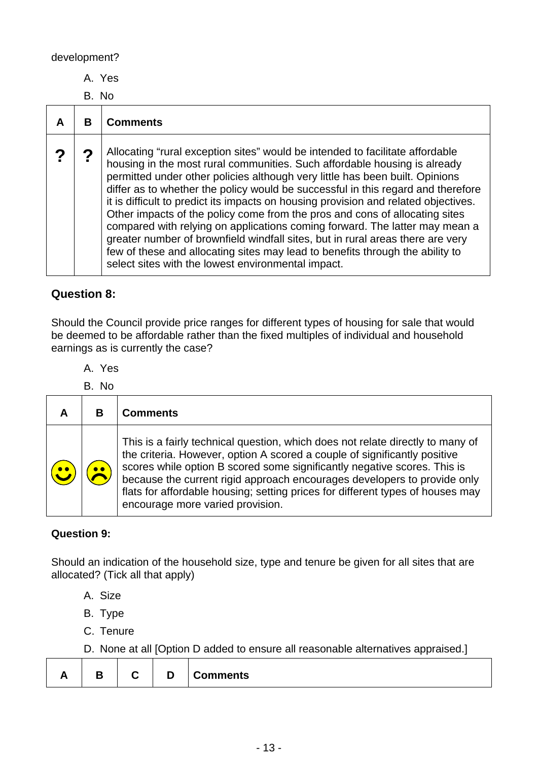development?

A. Yes

B. No

| A | B | Comments |
|---|---|---|
| ? | ? | Allocating “rural exception sites” would be intended to facilitate affordable housing in the most rural communities. Such affordable housing is already permitted under other policies although very little has been built. Opinions differ as to whether the policy would be successful in this regard and therefore it is difficult to predict its impacts on housing provision and related objectives. Other impacts of the policy come from the pros and cons of allocating sites compared with relying on applications coming forward. The latter may mean a greater number of brownfield windfall sites, but in rural areas there are very few of these and allocating sites may lead to benefits through the ability to select sites with the lowest environmental impact. |

### Question 8:

Should the Council provide price ranges for different types of housing for sale that would be deemed to be affordable rather than the fixed multiples of individual and household earnings as is currently the case?

A. Yes

B. No

| A | B | Comments |
|---|---|---|
| 🙂 | ☹ | This is a fairly technical question, which does not relate directly to many of the criteria. However, option A scored a couple of significantly positive scores while option B scored some significantly negative scores. This is because the current rigid approach encourages developers to provide only flats for affordable housing; setting prices for different types of houses may encourage more varied provision. |

### Question 9:

Should an indication of the household size, type and tenure be given for all sites that are allocated? (Tick all that apply)

A. Size

B. Type

C. Tenure

D. None at all [Option D added to ensure all reasonable alternatives appraised.]

| A | B | C | D | Comments |
|---|---|---|---|---|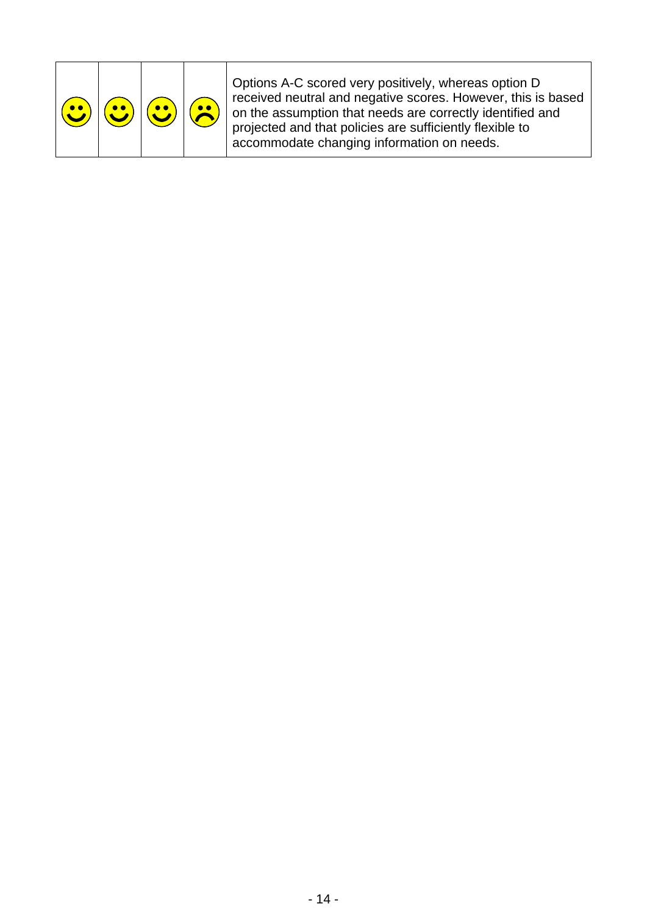| | | | | |
|---|---|---|---|---|
| ☺ | ☺ | ☺ | ☹ | Options A-C scored very positively, whereas option D received neutral and negative scores. However, this is based on the assumption that needs are correctly identified and projected and that policies are sufficiently flexible to accommodate changing information on needs. |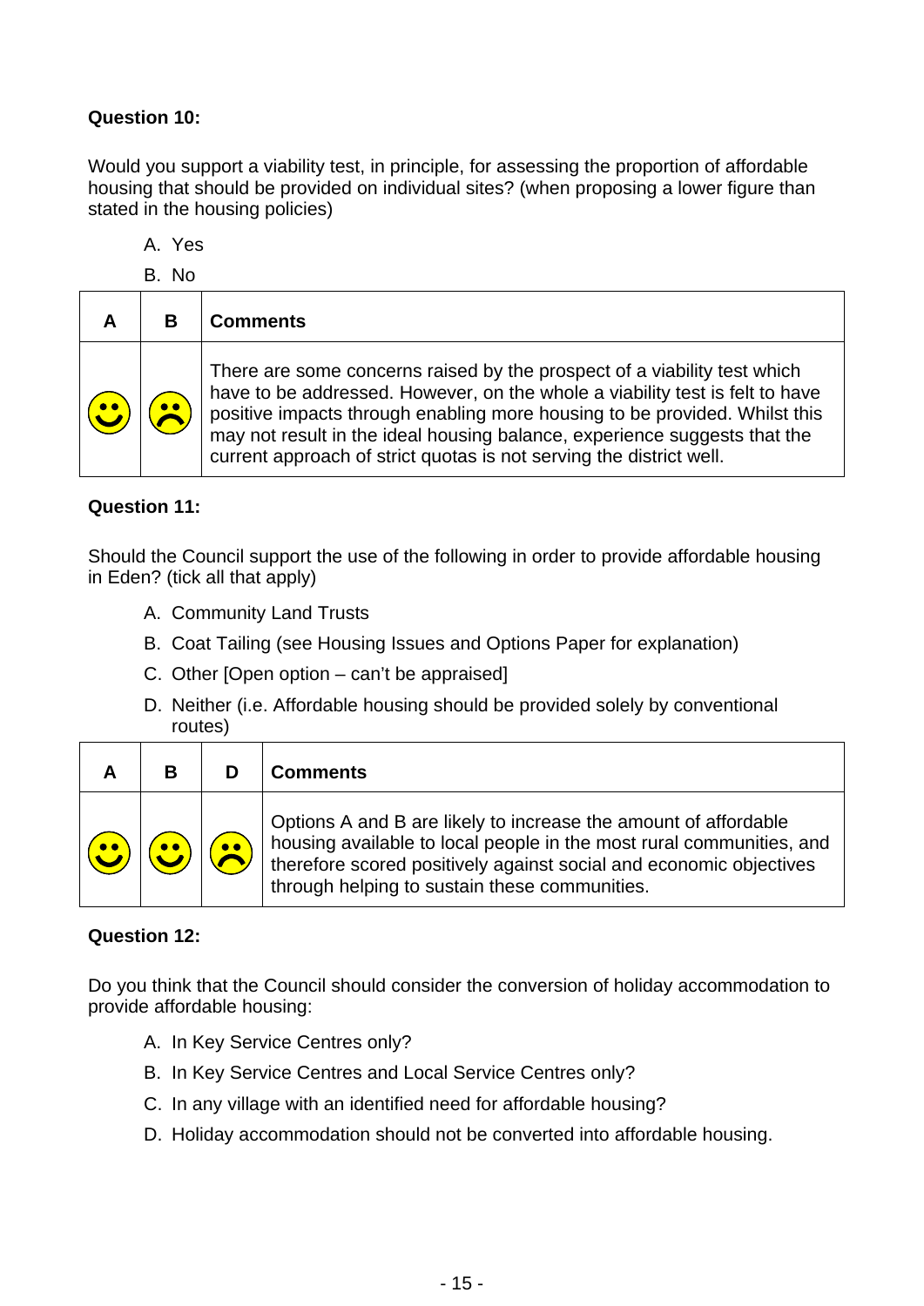**Question 10:**

Would you support a viability test, in principle, for assessing the proportion of affordable housing that should be provided on individual sites? (when proposing a lower figure than stated in the housing policies)

A. Yes
B. No

| A | B | Comments |
|---|---|---|
| ☺ | ☹ | There are some concerns raised by the prospect of a viability test which have to be addressed. However, on the whole a viability test is felt to have positive impacts through enabling more housing to be provided. Whilst this may not result in the ideal housing balance, experience suggests that the current approach of strict quotas is not serving the district well. |

**Question 11:**

Should the Council support the use of the following in order to provide affordable housing in Eden? (tick all that apply)

A. Community Land Trusts
B. Coat Tailing (see Housing Issues and Options Paper for explanation)
C. Other [Open option – can't be appraised]
D. Neither (i.e. Affordable housing should be provided solely by conventional routes)

| A | B | D | Comments |
|---|---|---|---|
| ☺ | ☺ | ☹ | Options A and B are likely to increase the amount of affordable housing available to local people in the most rural communities, and therefore scored positively against social and economic objectives through helping to sustain these communities. |

**Question 12:**

Do you think that the Council should consider the conversion of holiday accommodation to provide affordable housing:

A. In Key Service Centres only?
B. In Key Service Centres and Local Service Centres only?
C. In any village with an identified need for affordable housing?
D. Holiday accommodation should not be converted into affordable housing.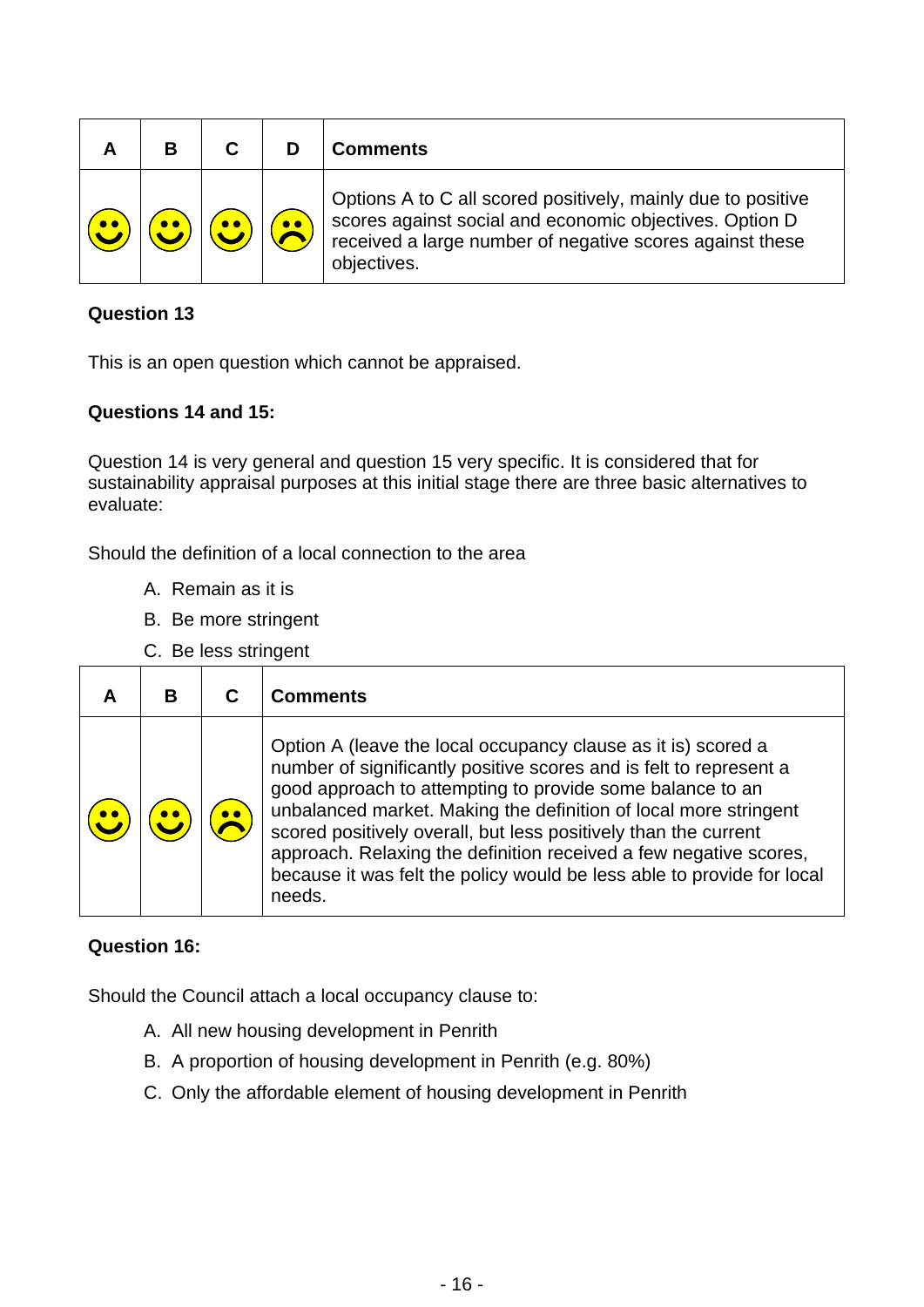| A | B | C | D | Comments |
|---|---|---|---|---|
| 🙂 | 🙂 | 🙂 | ☹️ | Options A to C all scored positively, mainly due to positive scores against social and economic objectives. Option D received a large number of negative scores against these objectives. |

**Question 13**

This is an open question which cannot be appraised.

**Questions 14 and 15:**

Question 14 is very general and question 15 very specific. It is considered that for sustainability appraisal purposes at this initial stage there are three basic alternatives to evaluate:

Should the definition of a local connection to the area

A. Remain as it is
B. Be more stringent
C. Be less stringent

| A | B | C | Comments |
|---|---|---|---|
| 🙂 | 🙂 | ☹️ | Option A (leave the local occupancy clause as it is) scored a number of significantly positive scores and is felt to represent a good approach to attempting to provide some balance to an unbalanced market. Making the definition of local more stringent scored positively overall, but less positively than the current approach. Relaxing the definition received a few negative scores, because it was felt the policy would be less able to provide for local needs. |

**Question 16:**

Should the Council attach a local occupancy clause to:

A. All new housing development in Penrith
B. A proportion of housing development in Penrith (e.g. 80%)
C. Only the affordable element of housing development in Penrith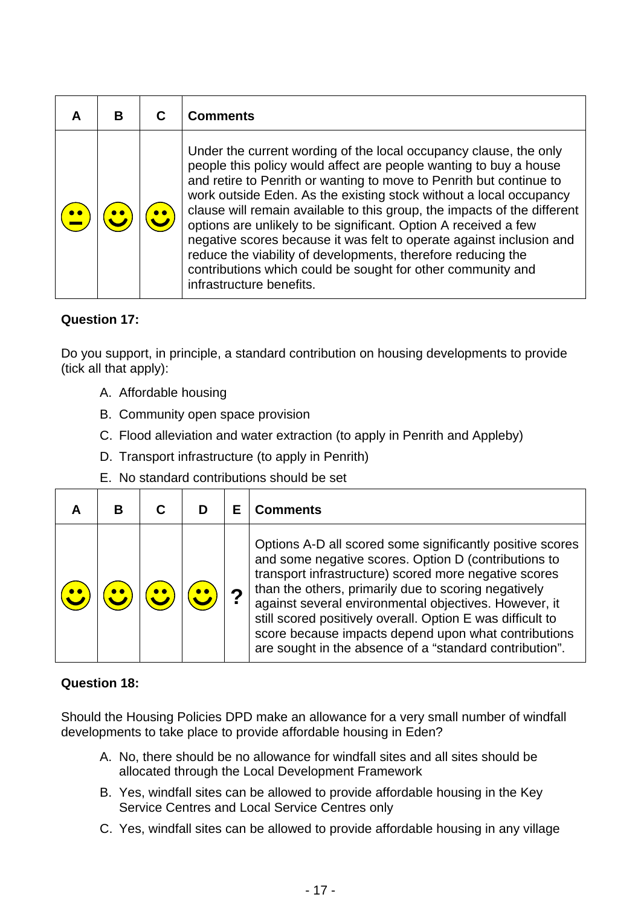| A | B | C | Comments |
|---|---|---|---|
| 😐 | 🙂 | 🙂 | Under the current wording of the local occupancy clause, the only people this policy would affect are people wanting to buy a house and retire to Penrith or wanting to move to Penrith but continue to work outside Eden. As the existing stock without a local occupancy clause will remain available to this group, the impacts of the different options are unlikely to be significant. Option A received a few negative scores because it was felt to operate against inclusion and reduce the viability of developments, therefore reducing the contributions which could be sought for other community and infrastructure benefits. |

**Question 17:**

Do you support, in principle, a standard contribution on housing developments to provide (tick all that apply):

A. Affordable housing
B. Community open space provision
C. Flood alleviation and water extraction (to apply in Penrith and Appleby)
D. Transport infrastructure (to apply in Penrith)
E. No standard contributions should be set

| A | B | C | D | E | Comments |
|---|---|---|---|---|---|
| 🙂 | 🙂 | 🙂 | 🙂 | ? | Options A-D all scored some significantly positive scores and some negative scores. Option D (contributions to transport infrastructure) scored more negative scores than the others, primarily due to scoring negatively against several environmental objectives. However, it still scored positively overall. Option E was difficult to score because impacts depend upon what contributions are sought in the absence of a "standard contribution". |

**Question 18:**

Should the Housing Policies DPD make an allowance for a very small number of windfall developments to take place to provide affordable housing in Eden?

A. No, there should be no allowance for windfall sites and all sites should be allocated through the Local Development Framework
B. Yes, windfall sites can be allowed to provide affordable housing in the Key Service Centres and Local Service Centres only
C. Yes, windfall sites can be allowed to provide affordable housing in any village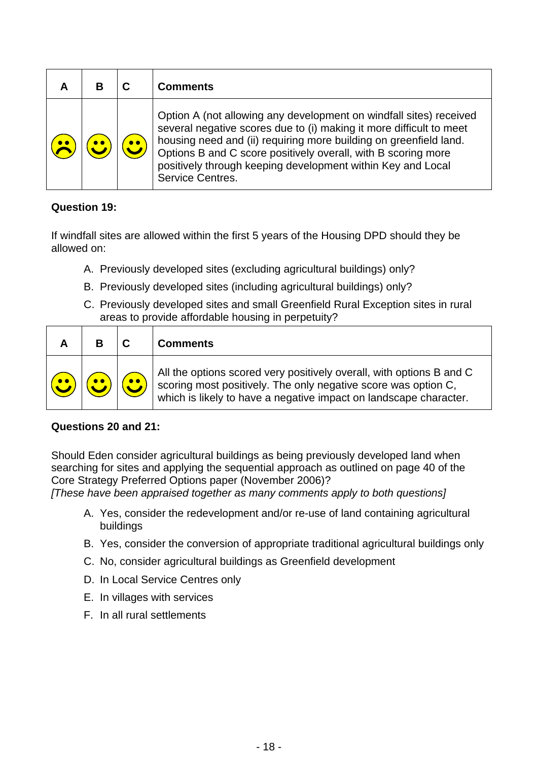| A | B | C | Comments |
|---|---|---|---|
| ☹ | ☺ | ☺ | Option A (not allowing any development on windfall sites) received several negative scores due to (i) making it more difficult to meet housing need and (ii) requiring more building on greenfield land. Options B and C score positively overall, with B scoring more positively through keeping development within Key and Local Service Centres. |

**Question 19:**

If windfall sites are allowed within the first 5 years of the Housing DPD should they be allowed on:

A. Previously developed sites (excluding agricultural buildings) only?

B. Previously developed sites (including agricultural buildings) only?

C. Previously developed sites and small Greenfield Rural Exception sites in rural areas to provide affordable housing in perpetuity?

| A | B | C | Comments |
|---|---|---|---|
| ☺ | ☺ | ☺ | All the options scored very positively overall, with options B and C scoring most positively. The only negative score was option C, which is likely to have a negative impact on landscape character. |

**Questions 20 and 21:**

Should Eden consider agricultural buildings as being previously developed land when searching for sites and applying the sequential approach as outlined on page 40 of the Core Strategy Preferred Options paper (November 2006)?
*[These have been appraised together as many comments apply to both questions]*

A. Yes, consider the redevelopment and/or re-use of land containing agricultural buildings

B. Yes, consider the conversion of appropriate traditional agricultural buildings only

C. No, consider agricultural buildings as Greenfield development

D. In Local Service Centres only

E. In villages with services

F. In all rural settlements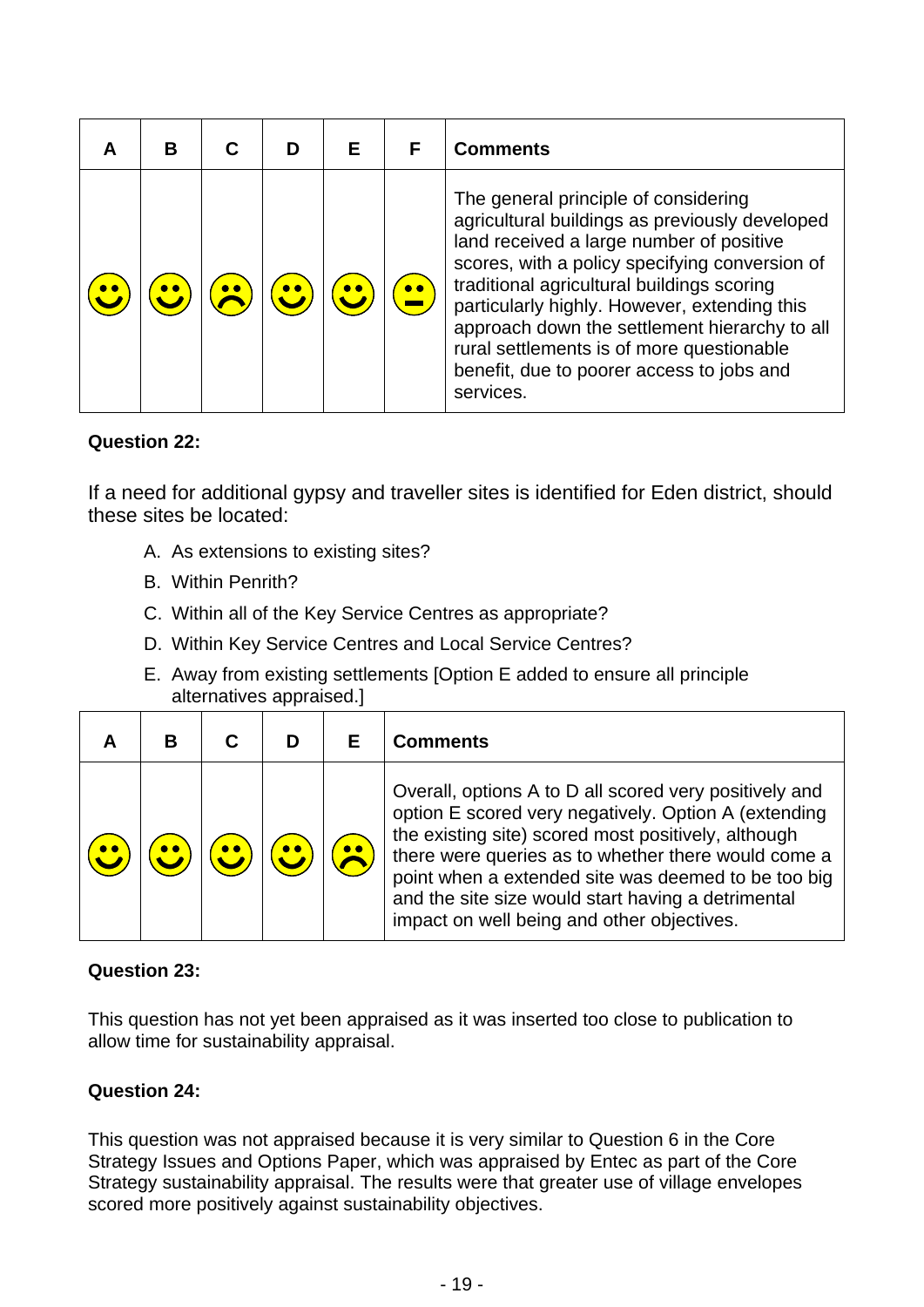| A | B | C | D | E | F | Comments |
|---|---|---|---|---|---|---|
| ☺ | ☺ | ☹ | ☺ | ☺ | 😐 | The general principle of considering agricultural buildings as previously developed land received a large number of positive scores, with a policy specifying conversion of traditional agricultural buildings scoring particularly highly. However, extending this approach down the settlement hierarchy to all rural settlements is of more questionable benefit, due to poorer access to jobs and services. |

**Question 22:**

If a need for additional gypsy and traveller sites is identified for Eden district, should these sites be located:

A. As extensions to existing sites?
B. Within Penrith?
C. Within all of the Key Service Centres as appropriate?
D. Within Key Service Centres and Local Service Centres?
E. Away from existing settlements [Option E added to ensure all principle alternatives appraised.]

| A | B | C | D | E | Comments |
|---|---|---|---|---|---|
| ☺ | ☺ | ☺ | ☺ | ☹ | Overall, options A to D all scored very positively and option E scored very negatively. Option A (extending the existing site) scored most positively, although there were queries as to whether there would come a point when a extended site was deemed to be too big and the site size would start having a detrimental impact on well being and other objectives. |

**Question 23:**

This question has not yet been appraised as it was inserted too close to publication to allow time for sustainability appraisal.

**Question 24:**

This question was not appraised because it is very similar to Question 6 in the Core Strategy Issues and Options Paper, which was appraised by Entec as part of the Core Strategy sustainability appraisal. The results were that greater use of village envelopes scored more positively against sustainability objectives.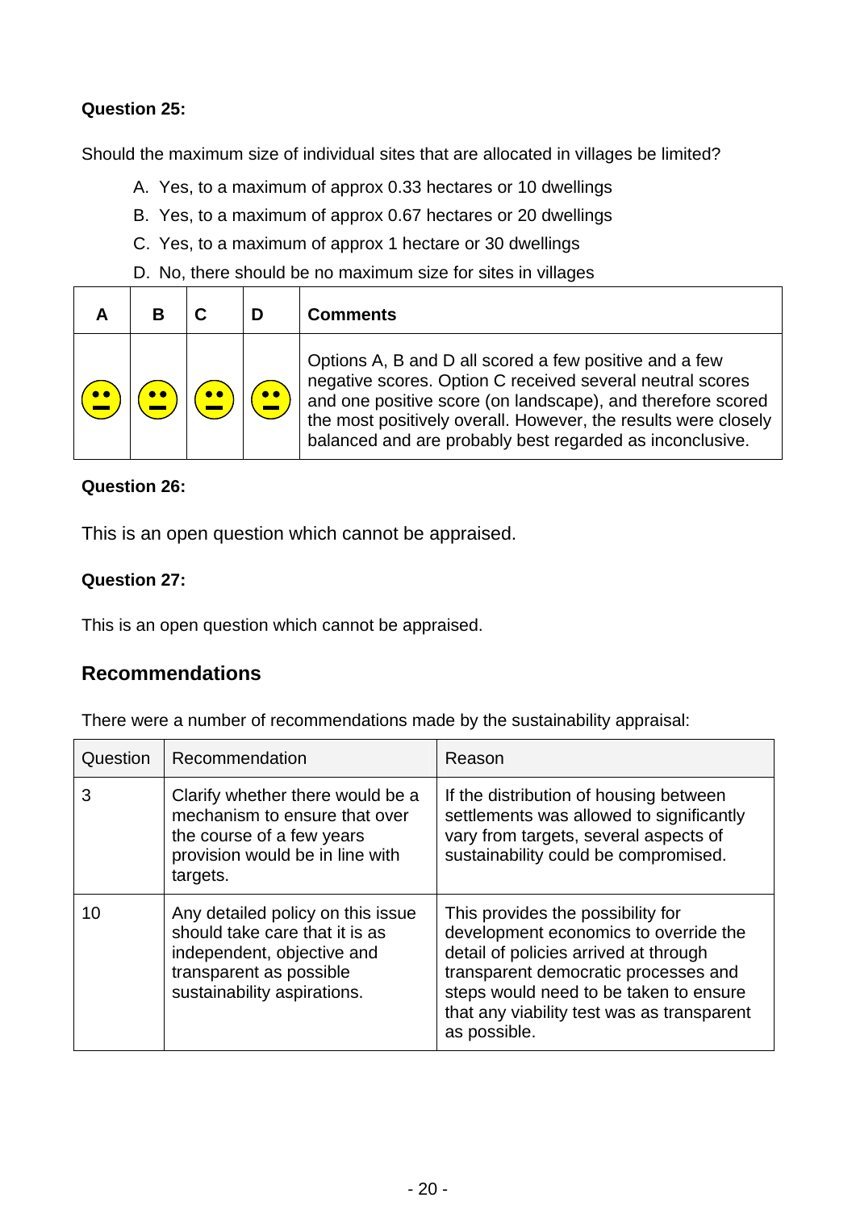**Question 25:**

Should the maximum size of individual sites that are allocated in villages be limited?

A. Yes, to a maximum of approx 0.33 hectares or 10 dwellings
B. Yes, to a maximum of approx 0.67 hectares or 20 dwellings
C. Yes, to a maximum of approx 1 hectare or 30 dwellings
D. No, there should be no maximum size for sites in villages

| A | B | C | D | Comments |
|---|---|---|---|---|
| 😐 | 😐 | 😐 | 😐 | Options A, B and D all scored a few positive and a few negative scores. Option C received several neutral scores and one positive score (on landscape), and therefore scored the most positively overall. However, the results were closely balanced and are probably best regarded as inconclusive. |

**Question 26:**

This is an open question which cannot be appraised.

**Question 27:**

This is an open question which cannot be appraised.

## Recommendations

There were a number of recommendations made by the sustainability appraisal:

| Question | Recommendation | Reason |
|---|---|---|
| 3 | Clarify whether there would be a mechanism to ensure that over the course of a few years provision would be in line with targets. | If the distribution of housing between settlements was allowed to significantly vary from targets, several aspects of sustainability could be compromised. |
| 10 | Any detailed policy on this issue should take care that it is as independent, objective and transparent as possible sustainability aspirations. | This provides the possibility for development economics to override the detail of policies arrived at through transparent democratic processes and steps would need to be taken to ensure that any viability test was as transparent as possible. |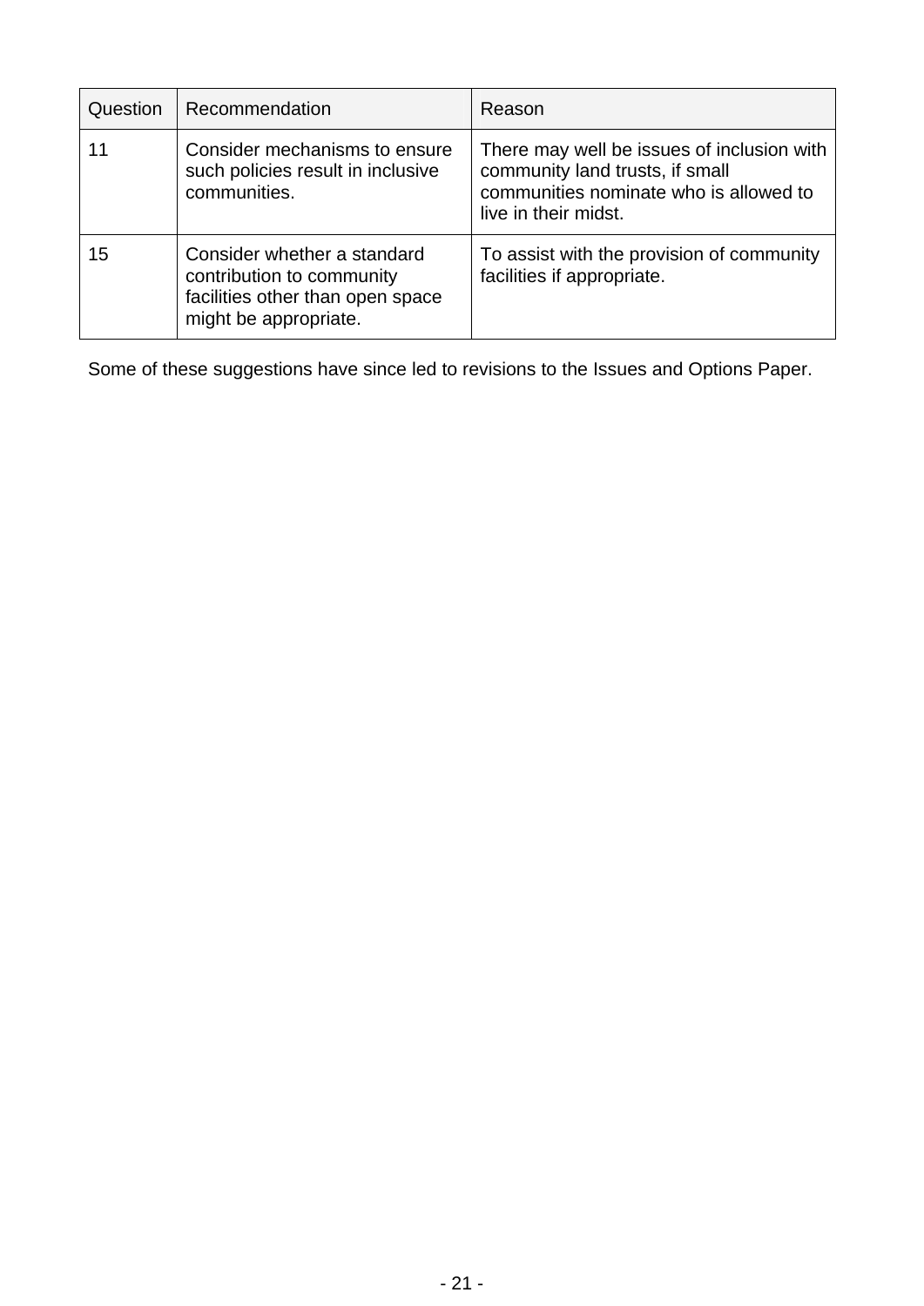| Question | Recommendation | Reason |
|---|---|---|
| 11 | Consider mechanisms to ensure such policies result in inclusive communities. | There may well be issues of inclusion with community land trusts, if small communities nominate who is allowed to live in their midst. |
| 15 | Consider whether a standard contribution to community facilities other than open space might be appropriate. | To assist with the provision of community facilities if appropriate. |

Some of these suggestions have since led to revisions to the Issues and Options Paper.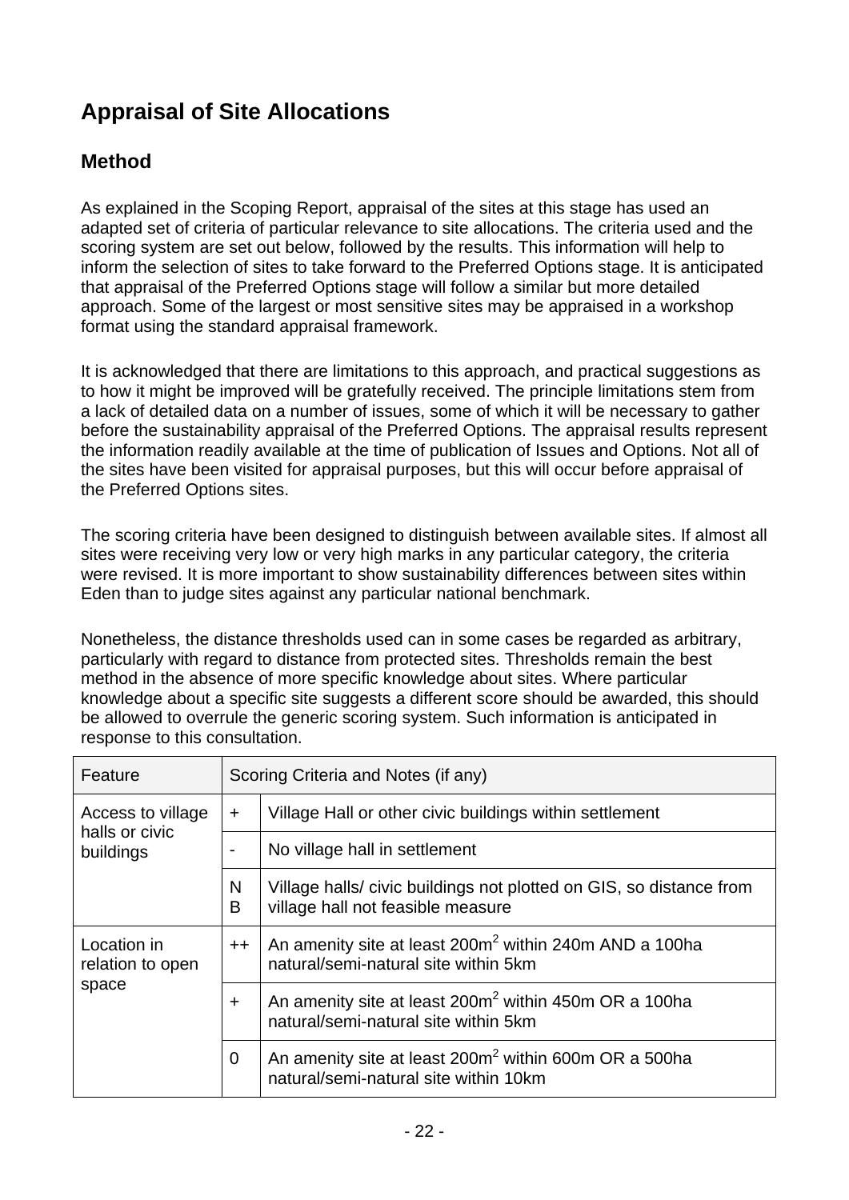# Appraisal of Site Allocations

## Method

As explained in the Scoping Report, appraisal of the sites at this stage has used an adapted set of criteria of particular relevance to site allocations. The criteria used and the scoring system are set out below, followed by the results. This information will help to inform the selection of sites to take forward to the Preferred Options stage. It is anticipated that appraisal of the Preferred Options stage will follow a similar but more detailed approach. Some of the largest or most sensitive sites may be appraised in a workshop format using the standard appraisal framework.

It is acknowledged that there are limitations to this approach, and practical suggestions as to how it might be improved will be gratefully received. The principle limitations stem from a lack of detailed data on a number of issues, some of which it will be necessary to gather before the sustainability appraisal of the Preferred Options. The appraisal results represent the information readily available at the time of publication of Issues and Options. Not all of the sites have been visited for appraisal purposes, but this will occur before appraisal of the Preferred Options sites.

The scoring criteria have been designed to distinguish between available sites. If almost all sites were receiving very low or very high marks in any particular category, the criteria were revised. It is more important to show sustainability differences between sites within Eden than to judge sites against any particular national benchmark.

Nonetheless, the distance thresholds used can in some cases be regarded as arbitrary, particularly with regard to distance from protected sites. Thresholds remain the best method in the absence of more specific knowledge about sites. Where particular knowledge about a specific site suggests a different score should be awarded, this should be allowed to overrule the generic scoring system. Such information is anticipated in response to this consultation.

| Feature | Scoring Criteria and Notes (if any) | |
|---|---|---|
| Access to village halls or civic buildings | + | Village Hall or other civic buildings within settlement |
| | - | No village hall in settlement |
| | NB | Village halls/ civic buildings not plotted on GIS, so distance from village hall not feasible measure |
| Location in relation to open space | ++ | An amenity site at least 200m$^2$ within 240m AND a 100ha natural/semi-natural site within 5km |
| | + | An amenity site at least 200m$^2$ within 450m OR a 100ha natural/semi-natural site within 5km |
| | 0 | An amenity site at least 200m$^2$ within 600m OR a 500ha natural/semi-natural site within 10km |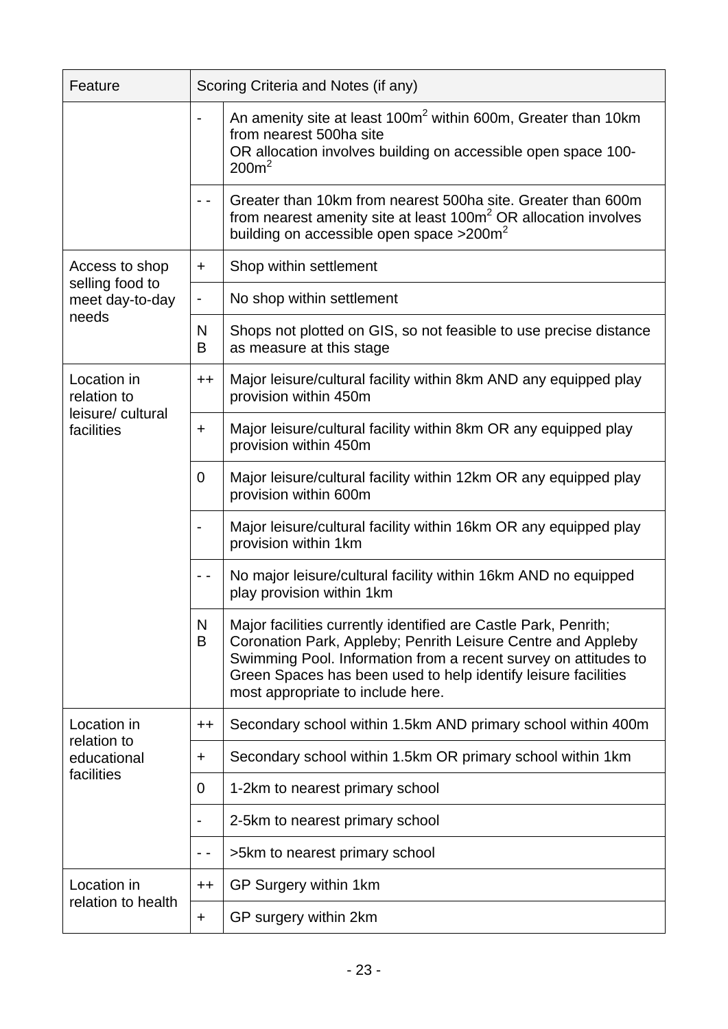| Feature | Scoring Criteria and Notes (if any) | |
|---|---|---|
| | - | An amenity site at least $100m^2$ within 600m, Greater than 10km from nearest 500ha site OR allocation involves building on accessible open space 100-$200m^2$ |
| | - - | Greater than 10km from nearest 500ha site. Greater than 600m from nearest amenity site at least $100m^2$ OR allocation involves building on accessible open space >$200m^2$ |
| Access to shop selling food to meet day-to-day needs | + | Shop within settlement |
| | - | No shop within settlement |
| | NB | Shops not plotted on GIS, so not feasible to use precise distance as measure at this stage |
| Location in relation to leisure/ cultural facilities | ++ | Major leisure/cultural facility within 8km AND any equipped play provision within 450m |
| | + | Major leisure/cultural facility within 8km OR any equipped play provision within 450m |
| | 0 | Major leisure/cultural facility within 12km OR any equipped play provision within 600m |
| | - | Major leisure/cultural facility within 16km OR any equipped play provision within 1km |
| | - - | No major leisure/cultural facility within 16km AND no equipped play provision within 1km |
| | NB | Major facilities currently identified are Castle Park, Penrith; Coronation Park, Appleby; Penrith Leisure Centre and Appleby Swimming Pool. Information from a recent survey on attitudes to Green Spaces has been used to help identify leisure facilities most appropriate to include here. |
| Location in relation to educational facilities | ++ | Secondary school within 1.5km AND primary school within 400m |
| | + | Secondary school within 1.5km OR primary school within 1km |
| | 0 | 1-2km to nearest primary school |
| | - | 2-5km to nearest primary school |
| | - - | >5km to nearest primary school |
| Location in relation to health | ++ | GP Surgery within 1km |
| | + | GP surgery within 2km |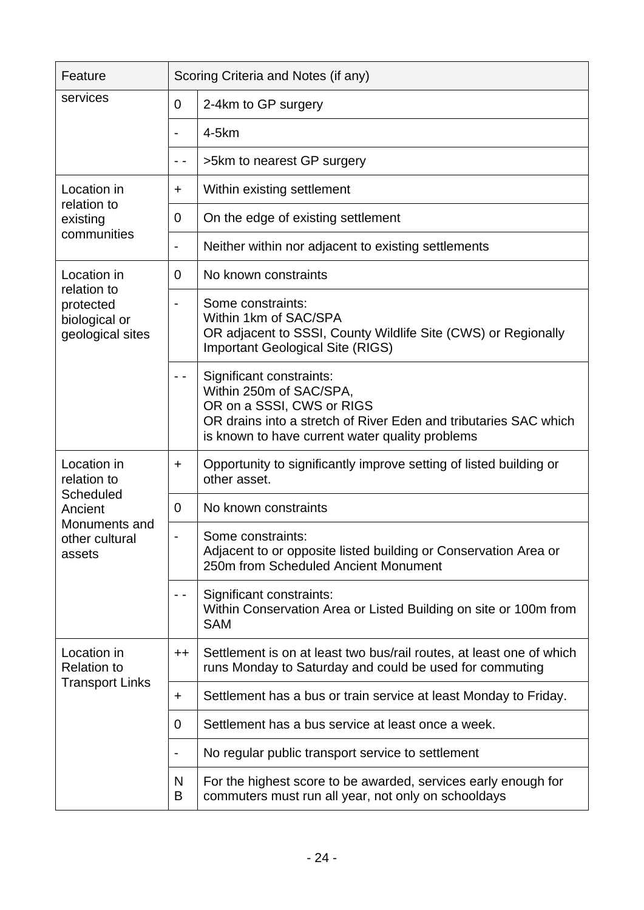| Feature | Scoring Criteria and Notes (if any) | |
|---|---|---|
| services | 0 | 2-4km to GP surgery |
| | - | 4-5km |
| | - - | >5km to nearest GP surgery |
| Location in relation to existing communities | + | Within existing settlement |
| | 0 | On the edge of existing settlement |
| | - | Neither within nor adjacent to existing settlements |
| Location in relation to protected biological or geological sites | 0 | No known constraints |
| | - | Some constraints:<br>Within 1km of SAC/SPA<br>OR adjacent to SSSI, County Wildlife Site (CWS) or Regionally Important Geological Site (RIGS) |
| | - - | Significant constraints:<br>Within 250m of SAC/SPA,<br>OR on a SSSI, CWS or RIGS<br>OR drains into a stretch of River Eden and tributaries SAC which is known to have current water quality problems |
| Location in relation to Scheduled Ancient Monuments and other cultural assets | + | Opportunity to significantly improve setting of listed building or other asset. |
| | 0 | No known constraints |
| | - | Some constraints:<br>Adjacent to or opposite listed building or Conservation Area or 250m from Scheduled Ancient Monument |
| | - - | Significant constraints:<br>Within Conservation Area or Listed Building on site or 100m from SAM |
| Location in Relation to Transport Links | ++ | Settlement is on at least two bus/rail routes, at least one of which runs Monday to Saturday and could be used for commuting |
| | + | Settlement has a bus or train service at least Monday to Friday. |
| | 0 | Settlement has a bus service at least once a week. |
| | - | No regular public transport service to settlement |
| | NB | For the highest score to be awarded, services early enough for commuters must run all year, not only on schooldays |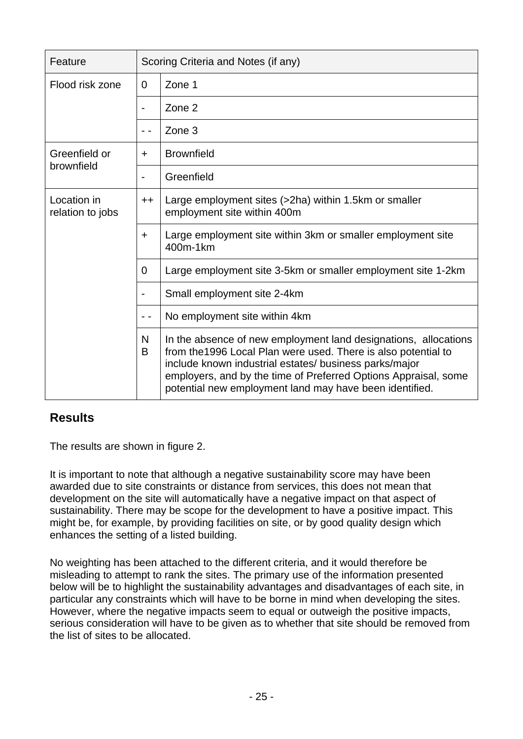| Feature | Scoring Criteria and Notes (if any) | |
|---|---|---|
| Flood risk zone | 0 | Zone 1 |
| | - | Zone 2 |
| | - - | Zone 3 |
| Greenfield or brownfield | + | Brownfield |
| | - | Greenfield |
| Location in relation to jobs | ++ | Large employment sites (>2ha) within 1.5km or smaller employment site within 400m |
| | + | Large employment site within 3km or smaller employment site 400m-1km |
| | 0 | Large employment site 3-5km or smaller employment site 1-2km |
| | - | Small employment site 2-4km |
| | - - | No employment site within 4km |
| | NB | In the absence of new employment land designations, allocations from the1996 Local Plan were used. There is also potential to include known industrial estates/ business parks/major employers, and by the time of Preferred Options Appraisal, some potential new employment land may have been identified. |

## Results

The results are shown in figure 2.

It is important to note that although a negative sustainability score may have been awarded due to site constraints or distance from services, this does not mean that development on the site will automatically have a negative impact on that aspect of sustainability. There may be scope for the development to have a positive impact. This might be, for example, by providing facilities on site, or by good quality design which enhances the setting of a listed building.

No weighting has been attached to the different criteria, and it would therefore be misleading to attempt to rank the sites. The primary use of the information presented below will be to highlight the sustainability advantages and disadvantages of each site, in particular any constraints which will have to be borne in mind when developing the sites. However, where the negative impacts seem to equal or outweigh the positive impacts, serious consideration will have to be given as to whether that site should be removed from the list of sites to be allocated.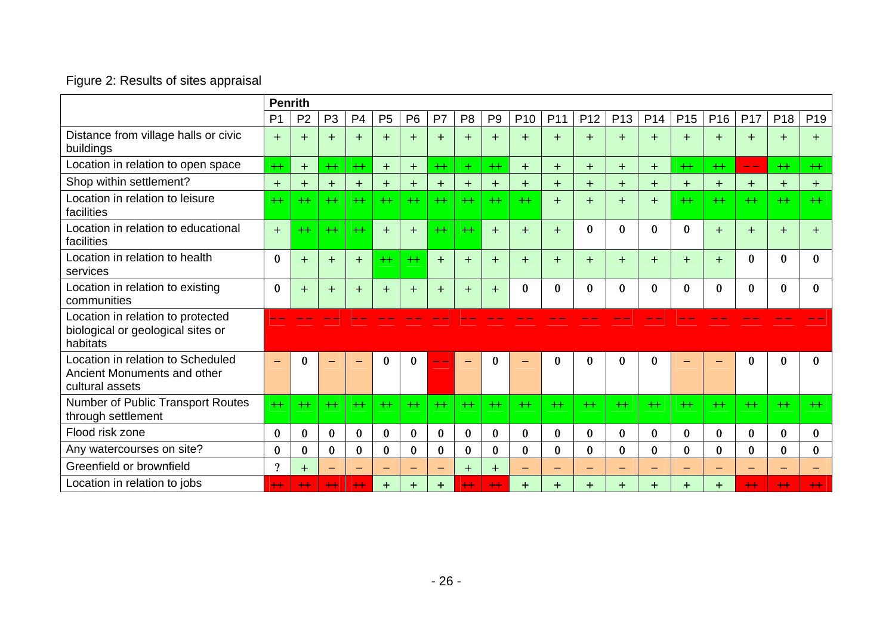Figure 2: Results of sites appraisal

| | Penrith | | | | | | | | | | | | | | | | | | |
|---|---|---|---|---|---|---|---|---|---|---|---|---|---|---|---|---|---|---|---|
| | P1 | P2 | P3 | P4 | P5 | P6 | P7 | P8 | P9 | P10 | P11 | P12 | P13 | P14 | P15 | P16 | P17 | P18 | P19 |
| Distance from village halls or civic buildings | + | + | + | + | + | + | + | + | + | + | + | + | + | + | + | + | + | + | + |
| Location in relation to open space | ++ | + | ++ | ++ | + | + | ++ | + | ++ | + | + | + | + | + | ++ | ++ | – – | ++ | ++ |
| Shop within settlement? | + | + | + | + | + | + | + | + | + | + | + | + | + | + | + | + | + | + | + |
| Location in relation to leisure facilities | ++ | ++ | ++ | ++ | ++ | ++ | ++ | ++ | ++ | ++ | + | + | + | + | ++ | ++ | ++ | ++ | ++ |
| Location in relation to educational facilities | + | ++ | ++ | ++ | + | + | ++ | ++ | + | + | + | 0 | 0 | 0 | 0 | + | + | + | + |
| Location in relation to health services | 0 | + | + | + | ++ | ++ | + | + | + | + | + | + | + | + | + | + | 0 | 0 | 0 |
| Location in relation to existing communities | 0 | + | + | + | + | + | + | + | + | 0 | 0 | 0 | 0 | 0 | 0 | 0 | 0 | 0 | 0 |
| Location in relation to protected biological or geological sites or habitats | – – | – – | – – | – – | – – | – – | – – | – – | – – | – – | – – | – – | – – | – – | – – | – – | – – | – – | – – |
| Location in relation to Scheduled Ancient Monuments and other cultural assets | – | 0 | – | – | 0 | 0 | – – | – | 0 | – | 0 | 0 | 0 | 0 | – | – | 0 | 0 | 0 |
| Number of Public Transport Routes through settlement | ++ | ++ | ++ | ++ | ++ | ++ | ++ | ++ | ++ | ++ | ++ | ++ | ++ | ++ | ++ | ++ | ++ | ++ | ++ |
| Flood risk zone | 0 | 0 | 0 | 0 | 0 | 0 | 0 | 0 | 0 | 0 | 0 | 0 | 0 | 0 | 0 | 0 | 0 | 0 | 0 |
| Any watercourses on site? | 0 | 0 | 0 | 0 | 0 | 0 | 0 | 0 | 0 | 0 | 0 | 0 | 0 | 0 | 0 | 0 | 0 | 0 | 0 |
| Greenfield or brownfield | ? | + | – | – | – | – | – | + | + | – | – | – | – | – | – | – | – | – | – |
| Location in relation to jobs | ++ | ++ | ++ | ++ | + | + | + | ++ | ++ | + | + | + | + | + | + | + | ++ | ++ | ++ |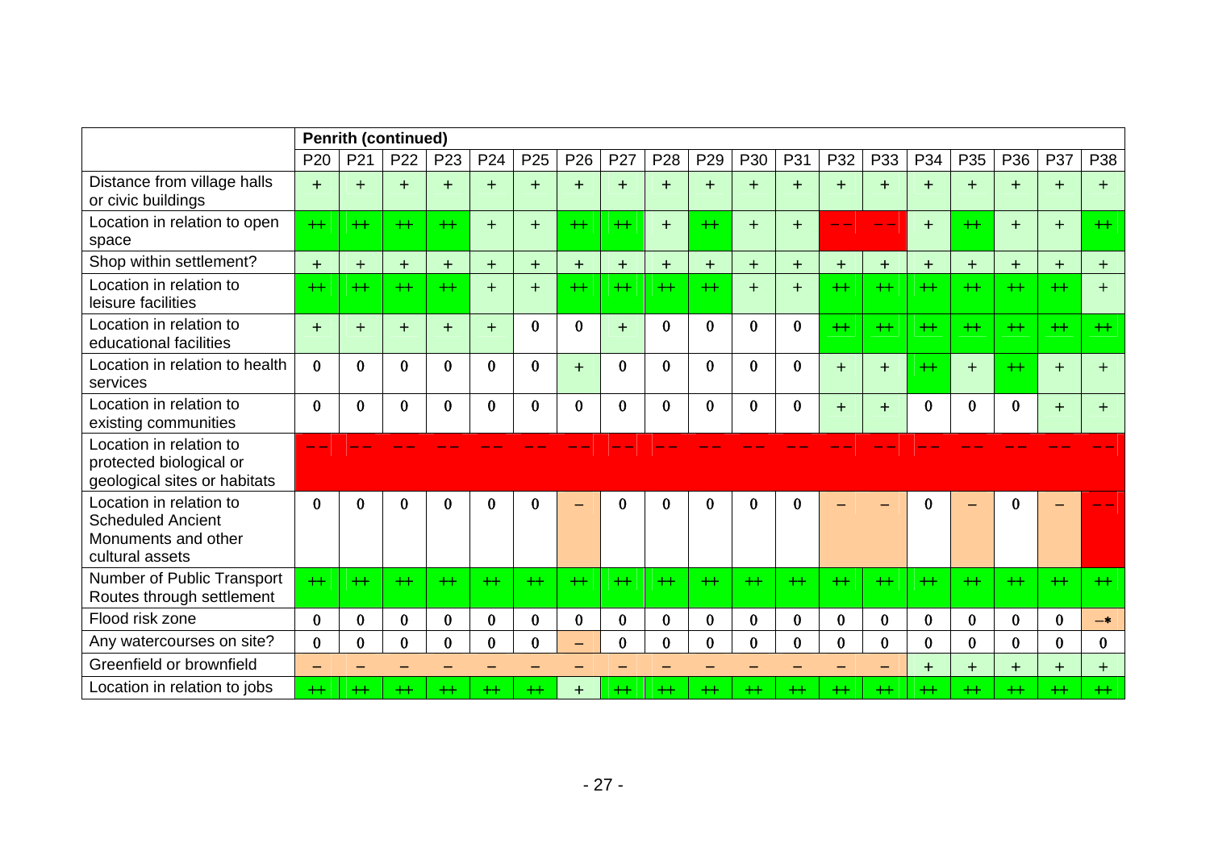| | Penrith (continued) | | | | | | | | | | | | | | | | | | |
|---|---|---|---|---|---|---|---|---|---|---|---|---|---|---|---|---|---|---|---|
| | P20 | P21 | P22 | P23 | P24 | P25 | P26 | P27 | P28 | P29 | P30 | P31 | P32 | P33 | P34 | P35 | P36 | P37 | P38 |
| Distance from village halls or civic buildings | + | + | + | + | + | + | + | + | + | + | + | + | + | + | + | + | + | + | + |
| Location in relation to open space | ++ | ++ | ++ | ++ | + | + | ++ | ++ | + | ++ | + | + | – – | – – | + | ++ | + | + | ++ |
| Shop within settlement? | + | + | + | + | + | + | + | + | + | + | + | + | + | + | + | + | + | + | + |
| Location in relation to leisure facilities | ++ | ++ | ++ | ++ | + | + | ++ | ++ | ++ | ++ | + | + | ++ | ++ | ++ | ++ | ++ | ++ | + |
| Location in relation to educational facilities | + | + | + | + | + | 0 | 0 | + | 0 | 0 | 0 | 0 | ++ | ++ | ++ | ++ | ++ | ++ | ++ |
| Location in relation to health services | 0 | 0 | 0 | 0 | 0 | 0 | + | 0 | 0 | 0 | 0 | 0 | + | + | ++ | + | ++ | + | + |
| Location in relation to existing communities | 0 | 0 | 0 | 0 | 0 | 0 | 0 | 0 | 0 | 0 | 0 | 0 | + | + | 0 | 0 | 0 | + | + |
| Location in relation to protected biological or geological sites or habitats | – – | – – | – – | – – | – – | – – | – – | – – | – – | – – | – – | – – | – – | – – | – – | – – | – – | – – | – – |
| Location in relation to Scheduled Ancient Monuments and other cultural assets | 0 | 0 | 0 | 0 | 0 | 0 | – | 0 | 0 | 0 | 0 | 0 | – | – | 0 | – | 0 | – | – – |
| Number of Public Transport Routes through settlement | ++ | ++ | ++ | ++ | ++ | ++ | ++ | ++ | ++ | ++ | ++ | ++ | ++ | ++ | ++ | ++ | ++ | ++ | ++ |
| Flood risk zone | 0 | 0 | 0 | 0 | 0 | 0 | 0 | 0 | 0 | 0 | 0 | 0 | 0 | 0 | 0 | 0 | 0 | 0 | –* |
| Any watercourses on site? | 0 | 0 | 0 | 0 | 0 | 0 | – | 0 | 0 | 0 | 0 | 0 | 0 | 0 | 0 | 0 | 0 | 0 | 0 |
| Greenfield or brownfield | – | – | – | – | – | – | – | – | – | – | – | – | – | – | + | + | + | + | + |
| Location in relation to jobs | ++ | ++ | ++ | ++ | ++ | ++ | + | ++ | ++ | ++ | ++ | ++ | ++ | ++ | ++ | ++ | ++ | ++ | ++ |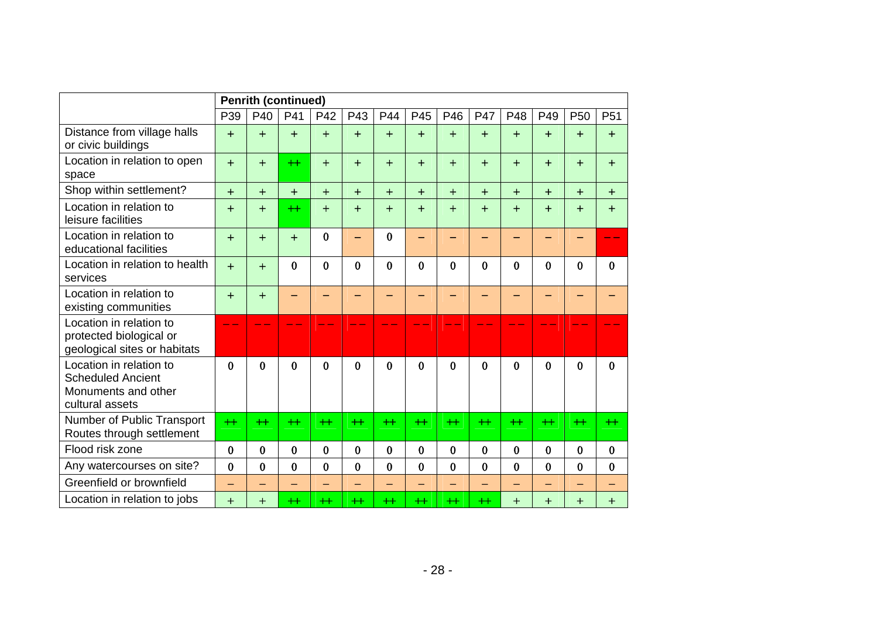| | Penrith (continued) | | | | | | | | | | | | |
|---|---|---|---|---|---|---|---|---|---|---|---|---|---|
| | P39 | P40 | P41 | P42 | P43 | P44 | P45 | P46 | P47 | P48 | P49 | P50 | P51 |
| Distance from village halls or civic buildings | + | + | + | + | + | + | + | + | + | + | + | + | + |
| Location in relation to open space | + | + | ++ | + | + | + | + | + | + | + | + | + | + |
| Shop within settlement? | + | + | + | + | + | + | + | + | + | + | + | + | + |
| Location in relation to leisure facilities | + | + | ++ | + | + | + | + | + | + | + | + | + | + |
| Location in relation to educational facilities | + | + | + | 0 | – | 0 | – | – | – | – | – | – | – – |
| Location in relation to health services | + | + | 0 | 0 | 0 | 0 | 0 | 0 | 0 | 0 | 0 | 0 | 0 |
| Location in relation to existing communities | + | + | – | – | – | – | – | – | – | – | – | – | – |
| Location in relation to protected biological or geological sites or habitats | – – | – – | – – | – – | – – | – – | – – | – – | – – | – – | – – | – – | – – |
| Location in relation to Scheduled Ancient Monuments and other cultural assets | 0 | 0 | 0 | 0 | 0 | 0 | 0 | 0 | 0 | 0 | 0 | 0 | 0 |
| Number of Public Transport Routes through settlement | ++ | ++ | ++ | ++ | ++ | ++ | ++ | ++ | ++ | ++ | ++ | ++ | ++ |
| Flood risk zone | 0 | 0 | 0 | 0 | 0 | 0 | 0 | 0 | 0 | 0 | 0 | 0 | 0 |
| Any watercourses on site? | 0 | 0 | 0 | 0 | 0 | 0 | 0 | 0 | 0 | 0 | 0 | 0 | 0 |
| Greenfield or brownfield | – | – | – | – | – | – | – | – | – | – | – | – | – |
| Location in relation to jobs | + | + | ++ | ++ | ++ | ++ | ++ | ++ | ++ | + | + | + | + |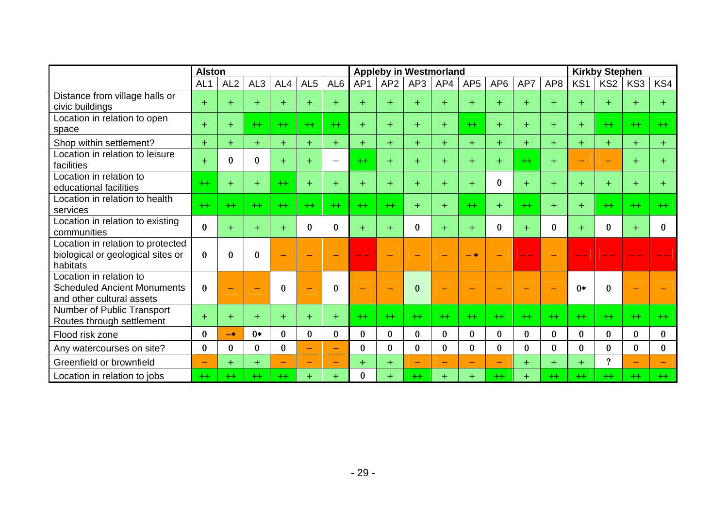| | Alston | | | | | | Appleby in Westmorland | | | | | | | | Kirkby Stephen | | | |
|---|---|---|---|---|---|---|---|---|---|---|---|---|---|---|---|---|---|---|
| | AL1 | AL2 | AL3 | AL4 | AL5 | AL6 | AP1 | AP2 | AP3 | AP4 | AP5 | AP6 | AP7 | AP8 | KS1 | KS2 | KS3 | KS4 |
| Distance from village halls or civic buildings | + | + | + | + | + | + | + | + | + | + | + | + | + | + | + | + | + | + |
| Location in relation to open space | + | + | ++ | ++ | ++ | ++ | + | + | + | + | ++ | + | + | + | + | ++ | ++ | ++ |
| Shop within settlement? | + | + | + | + | + | + | + | + | + | + | + | + | + | + | + | + | + | + |
| Location in relation to leisure facilities | + | 0 | 0 | + | + | – | ++ | + | + | + | + | + | ++ | + | – | – | + | + |
| Location in relation to educational facilities | ++ | + | + | ++ | + | + | + | + | + | + | + | 0 | + | + | + | + | + | + |
| Location in relation to health services | ++ | ++ | ++ | ++ | ++ | ++ | ++ | ++ | + | + | ++ | + | ++ | + | + | ++ | ++ | ++ |
| Location in relation to existing communities | 0 | + | + | + | 0 | 0 | + | + | 0 | + | + | 0 | + | 0 | + | 0 | + | 0 |
| Location in relation to protected biological or geological sites or habitats | 0 | 0 | 0 | – | – | – | – – | – | – | – | – * | – | – – | – | – – | – – | – – | – – |
| Location in relation to Scheduled Ancient Monuments and other cultural assets | 0 | – | – | 0 | – | 0 | – | – | 0 | – | – | – | – | – | 0* | 0 | – | – |
| Number of Public Transport Routes through settlement | + | + | + | + | + | + | ++ | ++ | ++ | ++ | ++ | ++ | ++ | ++ | ++ | ++ | ++ | ++ |
| Flood risk zone | 0 | –* | 0* | 0 | 0 | 0 | 0 | 0 | 0 | 0 | 0 | 0 | 0 | 0 | 0 | 0 | 0 | 0 |
| Any watercourses on site? | 0 | 0 | 0 | 0 | – | – | 0 | 0 | 0 | 0 | 0 | 0 | 0 | 0 | 0 | 0 | 0 | 0 |
| Greenfield or brownfield | – | + | + | – | – | – | + | + | – | – | – | – | + | + | + | ? | – | – |
| Location in relation to jobs | ++ | ++ | ++ | ++ | + | + | 0 | + | ++ | + | + | ++ | + | ++ | ++ | ++ | ++ | ++ |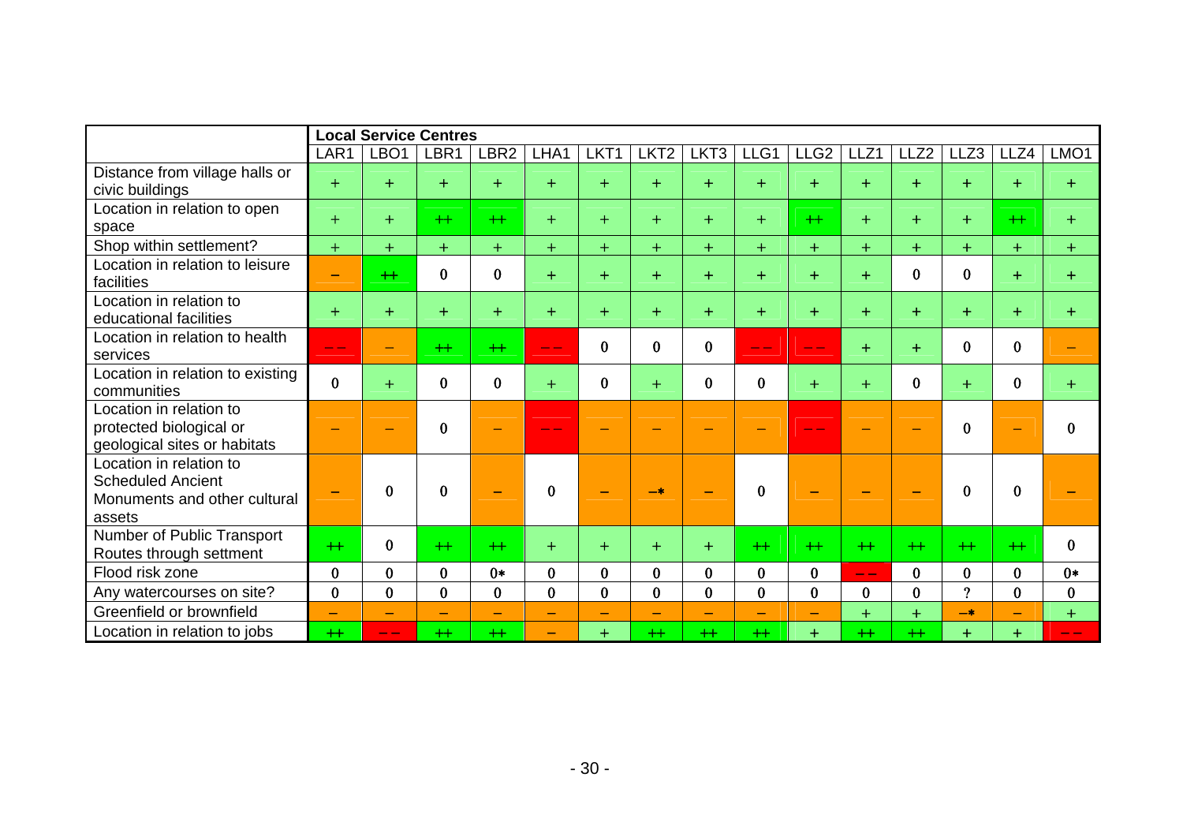| | Local Service Centres | | | | | | | | | | | | | | |
|---|---|---|---|---|---|---|---|---|---|---|---|---|---|---|---|
| | LAR1 | LBO1 | LBR1 | LBR2 | LHA1 | LKT1 | LKT2 | LKT3 | LLG1 | LLG2 | LLZ1 | LLZ2 | LLZ3 | LLZ4 | LMO1 |
| Distance from village halls or civic buildings | + | + | + | + | + | + | + | + | + | + | + | + | + | + | + |
| Location in relation to open space | + | + | ++ | ++ | + | + | + | + | + | ++ | + | + | + | ++ | + |
| Shop within settlement? | + | + | + | + | + | + | + | + | + | + | + | + | + | + | + |
| Location in relation to leisure facilities | – | ++ | 0 | 0 | + | + | + | + | + | + | + | 0 | 0 | + | + |
| Location in relation to educational facilities | + | + | + | + | + | + | + | + | + | + | + | + | + | + | + |
| Location in relation to health services | – – | – | ++ | ++ | – – | 0 | 0 | 0 | – – | – – | + | + | 0 | 0 | – |
| Location in relation to existing communities | 0 | + | 0 | 0 | + | 0 | + | 0 | 0 | + | + | 0 | + | 0 | + |
| Location in relation to protected biological or geological sites or habitats | – | – | 0 | – | – – | – | – | – | – | – – | – | – | 0 | – | 0 |
| Location in relation to Scheduled Ancient Monuments and other cultural assets | – | 0 | 0 | – | 0 | – | –* | – | 0 | – | – | – | 0 | 0 | – |
| Number of Public Transport Routes through settment | ++ | 0 | ++ | ++ | + | + | + | + | ++ | ++ | ++ | ++ | ++ | ++ | 0 |
| Flood risk zone | 0 | 0 | 0 | 0* | 0 | 0 | 0 | 0 | 0 | 0 | – – | 0 | 0 | 0 | 0* |
| Any watercourses on site? | 0 | 0 | 0 | 0 | 0 | 0 | 0 | 0 | 0 | 0 | 0 | 0 | ? | 0 | 0 |
| Greenfield or brownfield | – | – | – | – | – | – | – | – | – | – | + | + | –* | – | + |
| Location in relation to jobs | ++ | – – | ++ | ++ | – | + | ++ | ++ | ++ | + | ++ | ++ | + | + | – – |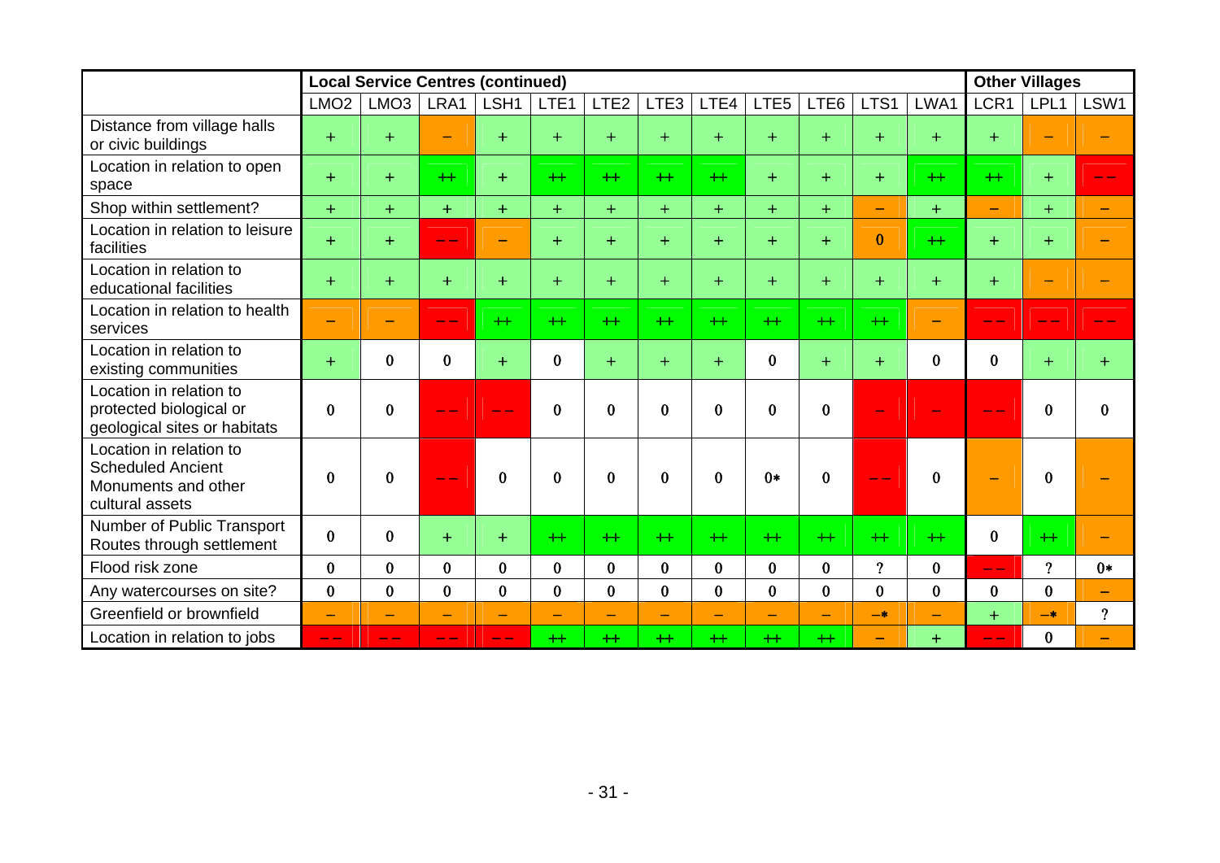| | Local Service Centres (continued) | | | | | | | | | | | | Other Villages | | |
|---|---|---|---|---|---|---|---|---|---|---|---|---|---|---|---|
| | LMO2 | LMO3 | LRA1 | LSH1 | LTE1 | LTE2 | LTE3 | LTE4 | LTE5 | LTE6 | LTS1 | LWA1 | LCR1 | LPL1 | LSW1 |
| Distance from village halls or civic buildings | + | + | – | + | + | + | + | + | + | + | + | + | + | – | – |
| Location in relation to open space | + | + | ++ | + | ++ | ++ | ++ | ++ | + | + | + | ++ | ++ | + | – – |
| Shop within settlement? | + | + | + | + | + | + | + | + | + | + | – | + | – | + | – |
| Location in relation to leisure facilities | + | + | – – | – | + | + | + | + | + | + | 0 | ++ | + | + | – |
| Location in relation to educational facilities | + | + | + | + | + | + | + | + | + | + | + | + | + | – | – |
| Location in relation to health services | – | – | – – | ++ | ++ | ++ | ++ | ++ | ++ | ++ | ++ | – | – – | – – | – – |
| Location in relation to existing communities | + | 0 | 0 | + | 0 | + | + | + | 0 | + | + | 0 | 0 | + | + |
| Location in relation to protected biological or geological sites or habitats | 0 | 0 | – – | – – | 0 | 0 | 0 | 0 | 0 | 0 | – | – | – – | 0 | 0 |
| Location in relation to Scheduled Ancient Monuments and other cultural assets | 0 | 0 | – – | 0 | 0 | 0 | 0 | 0 | 0* | 0 | – – | 0 | – | 0 | – |
| Number of Public Transport Routes through settlement | 0 | 0 | + | + | ++ | ++ | ++ | ++ | ++ | ++ | ++ | ++ | 0 | ++ | – |
| Flood risk zone | 0 | 0 | 0 | 0 | 0 | 0 | 0 | 0 | 0 | 0 | ? | 0 | – – | ? | 0* |
| Any watercourses on site? | 0 | 0 | 0 | 0 | 0 | 0 | 0 | 0 | 0 | 0 | 0 | 0 | 0 | 0 | – |
| Greenfield or brownfield | – | – | – | – | – | – | – | – | – | – | –* | – | + | –* | ? |
| Location in relation to jobs | – – | – – | – – | – – | ++ | ++ | ++ | ++ | ++ | ++ | – | + | – – | 0 | – |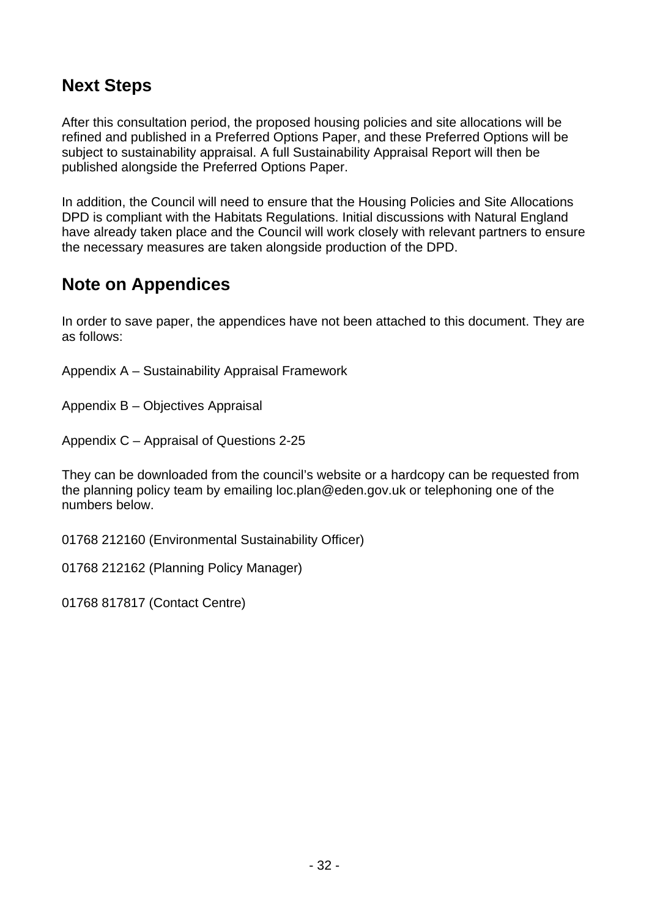## Next Steps

After this consultation period, the proposed housing policies and site allocations will be refined and published in a Preferred Options Paper, and these Preferred Options will be subject to sustainability appraisal. A full Sustainability Appraisal Report will then be published alongside the Preferred Options Paper.

In addition, the Council will need to ensure that the Housing Policies and Site Allocations DPD is compliant with the Habitats Regulations. Initial discussions with Natural England have already taken place and the Council will work closely with relevant partners to ensure the necessary measures are taken alongside production of the DPD.

## Note on Appendices

In order to save paper, the appendices have not been attached to this document. They are as follows:

Appendix A – Sustainability Appraisal Framework

Appendix B – Objectives Appraisal

Appendix C – Appraisal of Questions 2-25

They can be downloaded from the council's website or a hardcopy can be requested from the planning policy team by emailing loc.plan@eden.gov.uk or telephoning one of the numbers below.

01768 212160 (Environmental Sustainability Officer)

01768 212162 (Planning Policy Manager)

01768 817817 (Contact Centre)